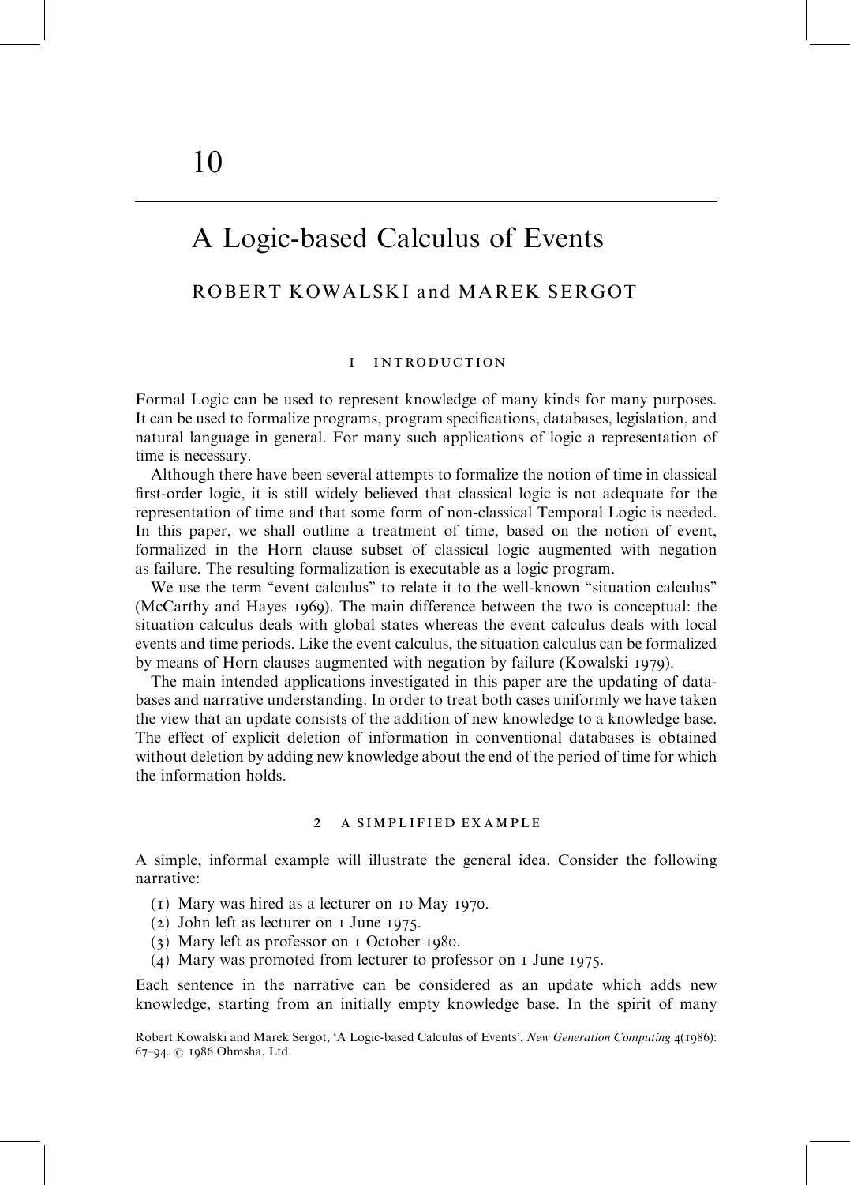# 10

# A Logic-based Calculus of Events

## ROBERT KOWALSKI and MAREK SERGOT

### 1 INTRODUCTION

Formal Logic can be used to represent knowledge of many kinds for many purposes. It can be used to formalize programs, program specifications, databases, legislation, and natural language in general. For many such applications of logic a representation of time is necessary.

Although there have been several attempts to formalize the notion of time in classical first-order logic, it is still widely believed that classical logic is not adequate for the representation of time and that some form of non-classical Temporal Logic is needed. In this paper, we shall outline a treatment of time, based on the notion of event, formalized in the Horn clause subset of classical logic augmented with negation as failure. The resulting formalization is executable as a logic program.

We use the term "event calculus" to relate it to the well-known "situation calculus" (McCarthy and Hayes 1969). The main difference between the two is conceptual: the situation calculus deals with global states whereas the event calculus deals with local events and time periods. Like the event calculus, the situation calculus can be formalized by means of Horn clauses augmented with negation by failure (Kowalski 1979).

The main intended applications investigated in this paper are the updating of databases and narrative understanding. In order to treat both cases uniformly we have taken the view that an update consists of the addition of new knowledge to a knowledge base. The effect of explicit deletion of information in conventional databases is obtained without deletion by adding new knowledge about the end of the period of time for which the information holds.

### 2 A SIMPLIFIED EXAMPLE

A simple, informal example will illustrate the general idea. Consider the following narrative:

(1) Mary was hired as a lecturer on 10 May 1970.
(2) John left as lecturer on 1 June 1975.
(3) Mary left as professor on 1 October 1980.
(4) Mary was promoted from lecturer to professor on 1 June 1975.

Each sentence in the narrative can be considered as an update which adds new knowledge, starting from an initially empty knowledge base. In the spirit of many

Robert Kowalski and Marek Sergot, 'A Logic-based Calculus of Events', *New Generation Computing* 4(1986): 67–94. © 1986 Ohmsha, Ltd.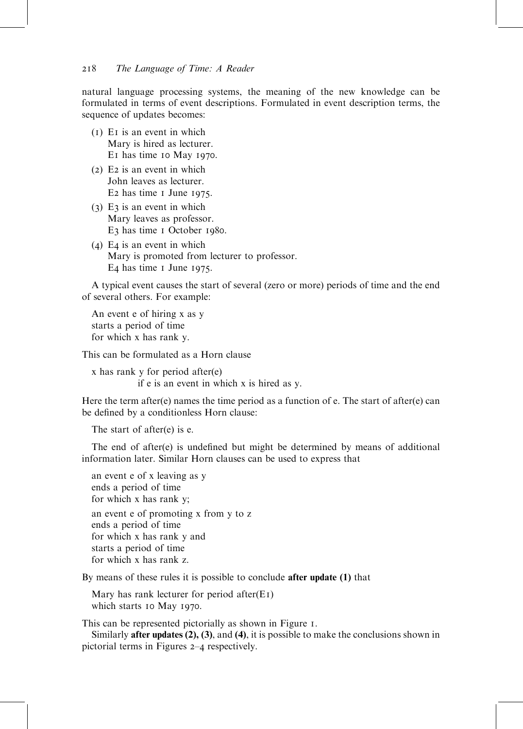natural language processing systems, the meaning of the new knowledge can be formulated in terms of event descriptions. Formulated in event description terms, the sequence of updates becomes:

(1) E1 is an event in which
Mary is hired as lecturer.
E1 has time 10 May 1970.

(2) E2 is an event in which
John leaves as lecturer.
E2 has time 1 June 1975.

(3) E3 is an event in which
Mary leaves as professor.
E3 has time 1 October 1980.

(4) E4 is an event in which
Mary is promoted from lecturer to professor.
E4 has time 1 June 1975.

A typical event causes the start of several (zero or more) periods of time and the end of several others. For example:

An event e of hiring x as y
starts a period of time
for which x has rank y.

This can be formulated as a Horn clause

x has rank y for period after(e)
if e is an event in which x is hired as y.

Here the term after(e) names the time period as a function of e. The start of after(e) can be defined by a conditionless Horn clause:

The start of after(e) is e.

The end of after(e) is undefined but might be determined by means of additional information later. Similar Horn clauses can be used to express that

an event e of x leaving as y
ends a period of time
for which x has rank y;

an event e of promoting x from y to z
ends a period of time
for which x has rank y and
starts a period of time
for which x has rank z.

By means of these rules it is possible to conclude **after update (1)** that

Mary has rank lecturer for period after(E1)
which starts 10 May 1970.

This can be represented pictorially as shown in Figure 1.

Similarly **after updates (2), (3)**, and **(4)**, it is possible to make the conclusions shown in pictorial terms in Figures 2–4 respectively.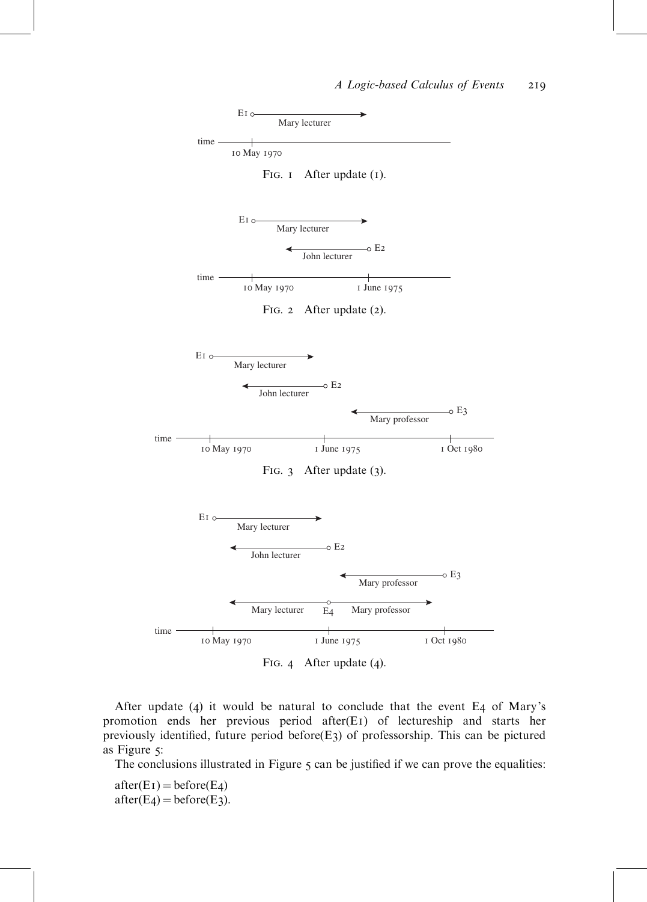FIG. 1 After update (1).

FIG. 2 After update (2).

FIG. 3 After update (3).

FIG. 4 After update (4).

After update (4) it would be natural to conclude that the event E4 of Mary's promotion ends her previous period after(E1) of lectureship and starts her previously identified, future period before(E3) of professorship. This can be pictured as Figure 5:

The conclusions illustrated in Figure 5 can be justified if we can prove the equalities:

after(E1) = before(E4)
after(E4) = before(E3).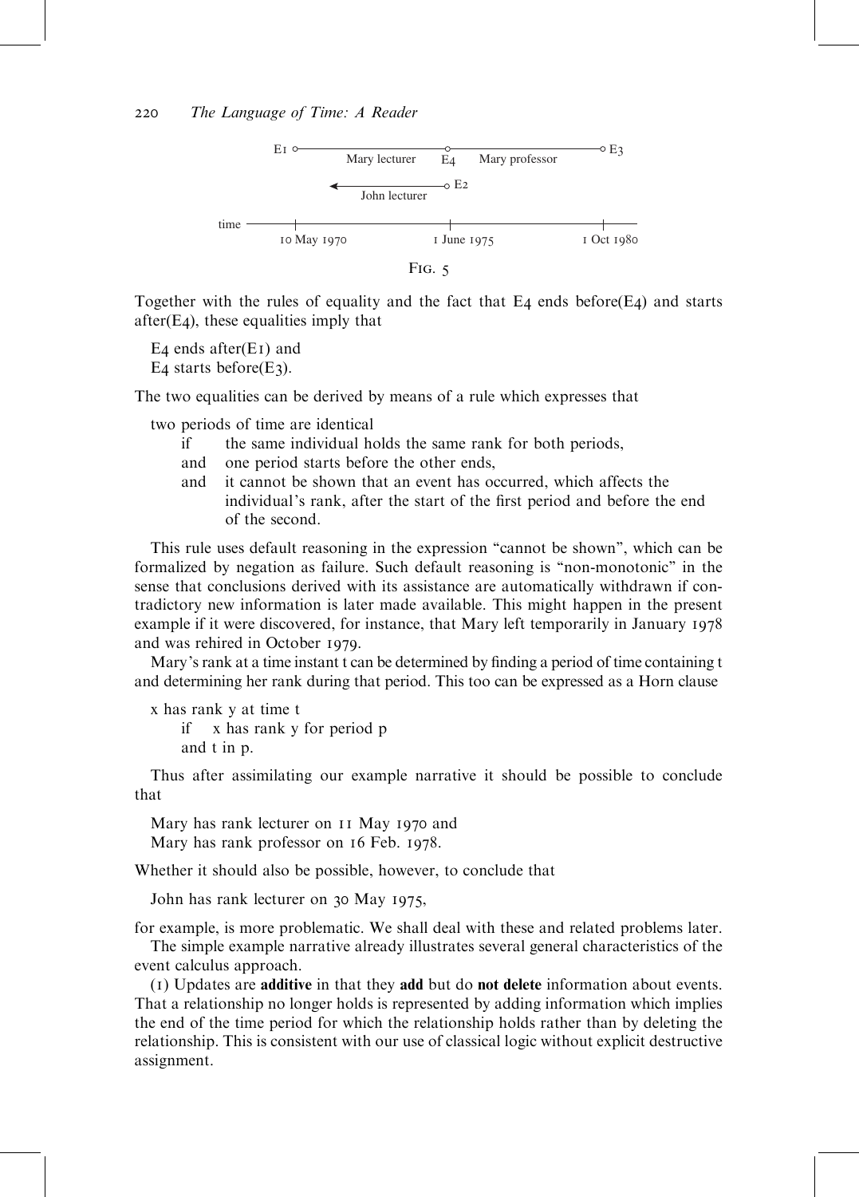Fig. 5

Together with the rules of equality and the fact that E4 ends before(E4) and starts after(E4), these equalities imply that

E4 ends after(E1) and
E4 starts before(E3).

The two equalities can be derived by means of a rule which expresses that

two periods of time are identical
  if the same individual holds the same rank for both periods,
  and one period starts before the other ends,
  and it cannot be shown that an event has occurred, which affects the individual's rank, after the start of the first period and before the end of the second.

This rule uses default reasoning in the expression "cannot be shown", which can be formalized by negation as failure. Such default reasoning is "non-monotonic" in the sense that conclusions derived with its assistance are automatically withdrawn if contradictory new information is later made available. This might happen in the present example if it were discovered, for instance, that Mary left temporarily in January 1978 and was rehired in October 1979.

Mary's rank at a time instant t can be determined by finding a period of time containing t and determining her rank during that period. This too can be expressed as a Horn clause

x has rank y at time t
  if x has rank y for period p
  and t in p.

Thus after assimilating our example narrative it should be possible to conclude that

Mary has rank lecturer on 11 May 1970 and
Mary has rank professor on 16 Feb. 1978.

Whether it should also be possible, however, to conclude that

John has rank lecturer on 30 May 1975,

for example, is more problematic. We shall deal with these and related problems later.

The simple example narrative already illustrates several general characteristics of the event calculus approach.

(1) Updates are **additive** in that they **add** but do **not delete** information about events. That a relationship no longer holds is represented by adding information which implies the end of the time period for which the relationship holds rather than by deleting the relationship. This is consistent with our use of classical logic without explicit destructive assignment.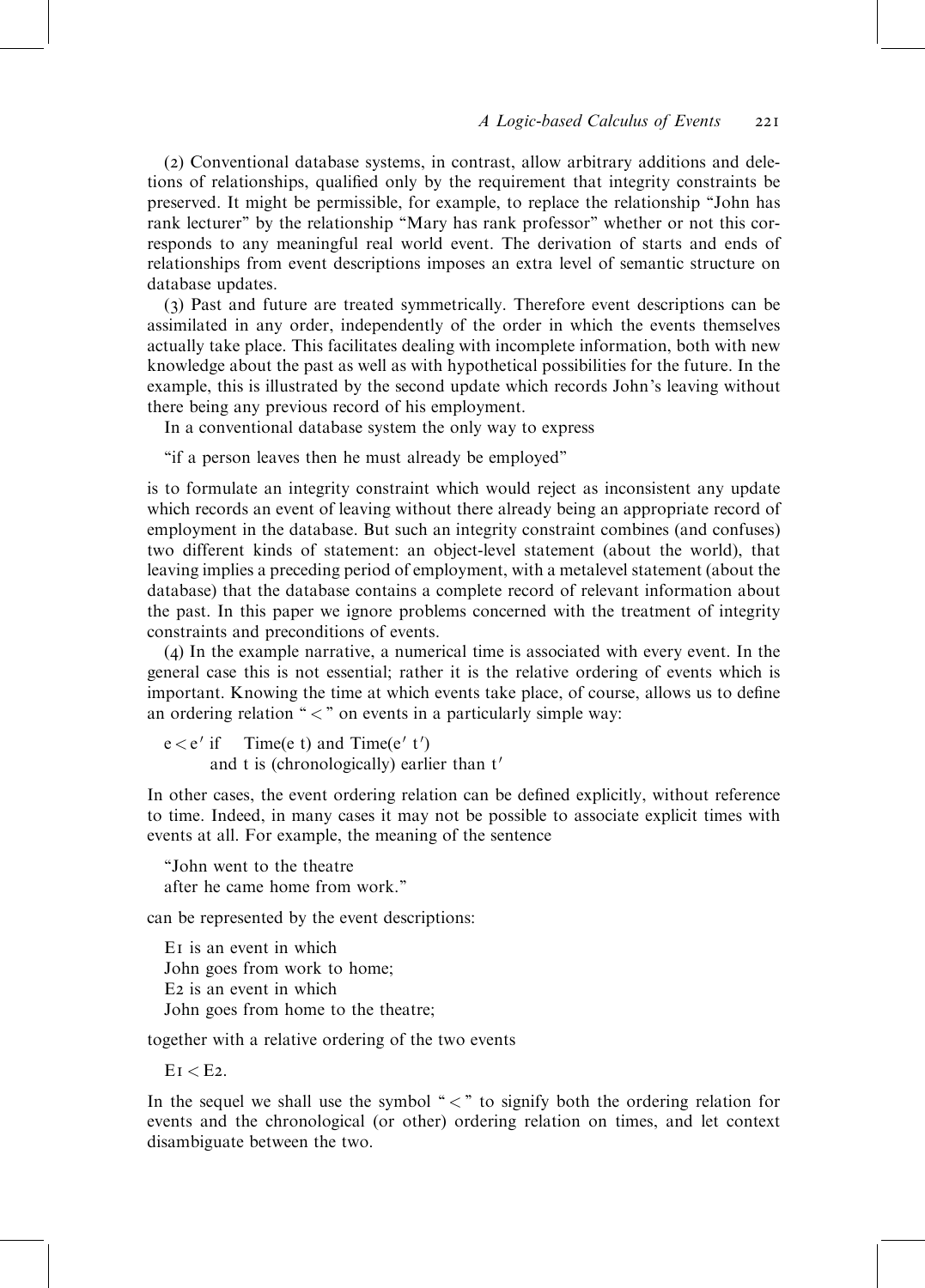(2) Conventional database systems, in contrast, allow arbitrary additions and deletions of relationships, qualified only by the requirement that integrity constraints be preserved. It might be permissible, for example, to replace the relationship "John has rank lecturer" by the relationship "Mary has rank professor" whether or not this corresponds to any meaningful real world event. The derivation of starts and ends of relationships from event descriptions imposes an extra level of semantic structure on database updates.

(3) Past and future are treated symmetrically. Therefore event descriptions can be assimilated in any order, independently of the order in which the events themselves actually take place. This facilitates dealing with incomplete information, both with new knowledge about the past as well as with hypothetical possibilities for the future. In the example, this is illustrated by the second update which records John's leaving without there being any previous record of his employment.

In a conventional database system the only way to express

"if a person leaves then he must already be employed"

is to formulate an integrity constraint which would reject as inconsistent any update which records an event of leaving without there already being an appropriate record of employment in the database. But such an integrity constraint combines (and confuses) two different kinds of statement: an object-level statement (about the world), that leaving implies a preceding period of employment, with a metalevel statement (about the database) that the database contains a complete record of relevant information about the past. In this paper we ignore problems concerned with the treatment of integrity constraints and preconditions of events.

(4) In the example narrative, a numerical time is associated with every event. In the general case this is not essential; rather it is the relative ordering of events which is important. Knowing the time at which events take place, of course, allows us to define an ordering relation "$<$" on events in a particularly simple way:

$e < e'$ if Time(e t) and Time(e′ t′)
and t is (chronologically) earlier than t′

In other cases, the event ordering relation can be defined explicitly, without reference to time. Indeed, in many cases it may not be possible to associate explicit times with events at all. For example, the meaning of the sentence

"John went to the theatre
after he came home from work."

can be represented by the event descriptions:

E1 is an event in which
John goes from work to home;
E2 is an event in which
John goes from home to the theatre;

together with a relative ordering of the two events

$E1 < E2$.

In the sequel we shall use the symbol "$<$" to signify both the ordering relation for events and the chronological (or other) ordering relation on times, and let context disambiguate between the two.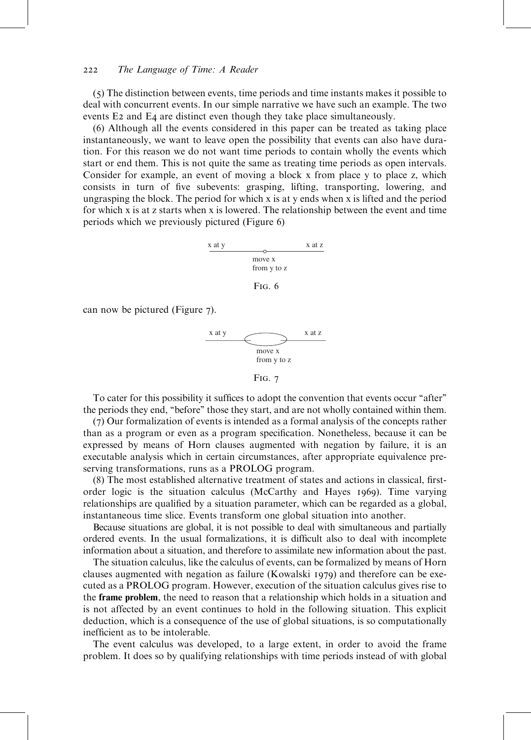(5) The distinction between events, time periods and time instants makes it possible to deal with concurrent events. In our simple narrative we have such an example. The two events E2 and E4 are distinct even though they take place simultaneously.

(6) Although all the events considered in this paper can be treated as taking place instantaneously, we want to leave open the possibility that events can also have duration. For this reason we do not want time periods to contain wholly the events which start or end them. This is not quite the same as treating time periods as open intervals. Consider for example, an event of moving a block x from place y to place z, which consists in turn of five subevents: grasping, lifting, transporting, lowering, and ungrasping the block. The period for which x is at y ends when x is lifted and the period for which x is at z starts when x is lowered. The relationship between the event and time periods which we previously pictured (Figure 6)

x at y
x at z
move x
from y to z

Fig. 6

can now be pictured (Figure 7).

x at y
x at z
move x
from y to z

Fig. 7

To cater for this possibility it suffices to adopt the convention that events occur "after" the periods they end, "before" those they start, and are not wholly contained within them.

(7) Our formalization of events is intended as a formal analysis of the concepts rather than as a program or even as a program specification. Nonetheless, because it can be expressed by means of Horn clauses augmented with negation by failure, it is an executable analysis which in certain circumstances, after appropriate equivalence preserving transformations, runs as a PROLOG program.

(8) The most established alternative treatment of states and actions in classical, first-order logic is the situation calculus (McCarthy and Hayes 1969). Time varying relationships are qualified by a situation parameter, which can be regarded as a global, instantaneous time slice. Events transform one global situation into another.

Because situations are global, it is not possible to deal with simultaneous and partially ordered events. In the usual formalizations, it is difficult also to deal with incomplete information about a situation, and therefore to assimilate new information about the past.

The situation calculus, like the calculus of events, can be formalized by means of Horn clauses augmented with negation as failure (Kowalski 1979) and therefore can be executed as a PROLOG program. However, execution of the situation calculus gives rise to the **frame problem**, the need to reason that a relationship which holds in a situation and is not affected by an event continues to hold in the following situation. This explicit deduction, which is a consequence of the use of global situations, is so computationally inefficient as to be intolerable.

The event calculus was developed, to a large extent, in order to avoid the frame problem. It does so by qualifying relationships with time periods instead of with global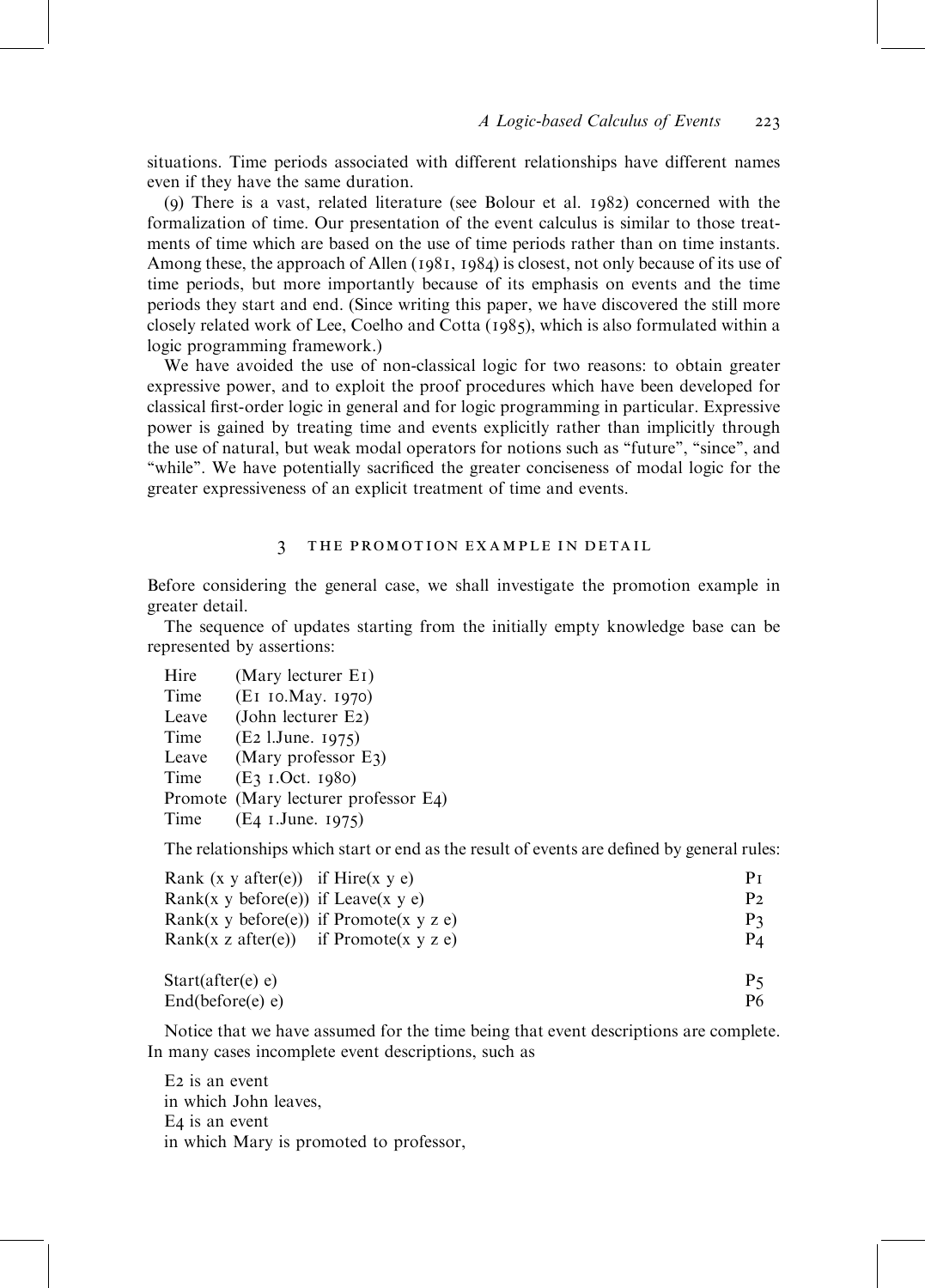situations. Time periods associated with different relationships have different names even if they have the same duration.

(9) There is a vast, related literature (see Bolour et al. 1982) concerned with the formalization of time. Our presentation of the event calculus is similar to those treatments of time which are based on the use of time periods rather than on time instants. Among these, the approach of Allen (1981, 1984) is closest, not only because of its use of time periods, but more importantly because of its emphasis on events and the time periods they start and end. (Since writing this paper, we have discovered the still more closely related work of Lee, Coelho and Cotta (1985), which is also formulated within a logic programming framework.)

We have avoided the use of non-classical logic for two reasons: to obtain greater expressive power, and to exploit the proof procedures which have been developed for classical first-order logic in general and for logic programming in particular. Expressive power is gained by treating time and events explicitly rather than implicitly through the use of natural, but weak modal operators for notions such as "future", "since", and "while". We have potentially sacrificed the greater conciseness of modal logic for the greater expressiveness of an explicit treatment of time and events.

## 3 THE PROMOTION EXAMPLE IN DETAIL

Before considering the general case, we shall investigate the promotion example in greater detail.

The sequence of updates starting from the initially empty knowledge base can be represented by assertions:

```
Hire     (Mary lecturer E1)
Time     (E1 10.May. 1970)
Leave    (John lecturer E2)
Time     (E2 l.June. 1975)
Leave    (Mary professor E3)
Time     (E3 1.Oct. 1980)
Promote  (Mary lecturer professor E4)
Time     (E4 1.June. 1975)
```

The relationships which start or end as the result of events are defined by general rules:

```
Rank (x y after(e))  if Hire(x y e)              P1
Rank(x y before(e))  if Leave(x y e)             P2
Rank(x y before(e))  if Promote(x y z e)         P3
Rank(x z after(e))   if Promote(x y z e)         P4

Start(after(e) e)                                P5
End(before(e) e)                                 P6
```

Notice that we have assumed for the time being that event descriptions are complete. In many cases incomplete event descriptions, such as

E2 is an event
in which John leaves,
E4 is an event
in which Mary is promoted to professor,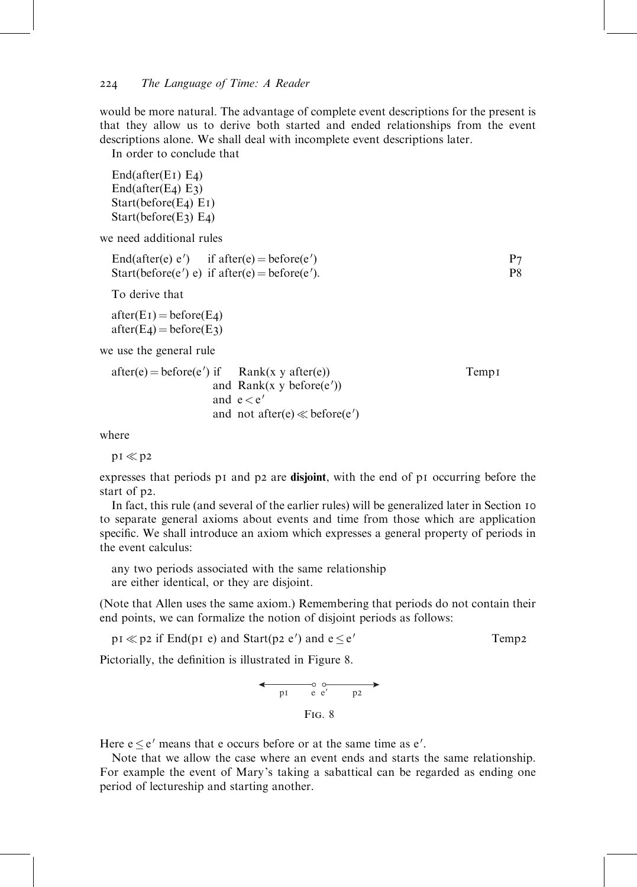would be more natural. The advantage of complete event descriptions for the present is that they allow us to derive both started and ended relationships from the event descriptions alone. We shall deal with incomplete event descriptions later.

In order to conclude that

End(after(E1) E4)
End(after(E4) E3)
Start(before(E4) E1)
Start(before(E3) E4)

we need additional rules

End(after(e) e′) if after(e) = before(e′) P7
Start(before(e′) e) if after(e) = before(e′). P8

To derive that

after(E1) = before(E4)
after(E4) = before(E3)

we use the general rule

after(e) = before(e′) if Rank(x y after(e)) Temp1
and Rank(x y before(e′))
and $e < e'$
and not after(e) $\ll$ before(e′)

where

p1 $\ll$ p2

expresses that periods p1 and p2 are **disjoint**, with the end of p1 occurring before the start of p2.

In fact, this rule (and several of the earlier rules) will be generalized later in Section 10 to separate general axioms about events and time from those which are application specific. We shall introduce an axiom which expresses a general property of periods in the event calculus:

any two periods associated with the same relationship
are either identical, or they are disjoint.

(Note that Allen uses the same axiom.) Remembering that periods do not contain their end points, we can formalize the notion of disjoint periods as follows:

p1 $\ll$ p2 if End(p1 e) and Start(p2 e′) and $e \leq e'$ Temp2

Pictorially, the definition is illustrated in Figure 8.

p1 e e′ p2

Fig. 8

Here $e \leq e'$ means that e occurs before or at the same time as e′.

Note that we allow the case where an event ends and starts the same relationship. For example the event of Mary's taking a sabattical can be regarded as ending one period of lectureship and starting another.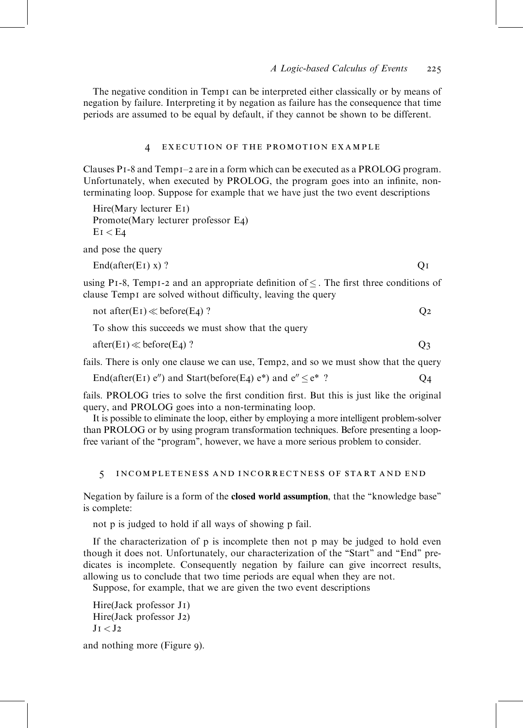The negative condition in Temp1 can be interpreted either classically or by means of negation by failure. Interpreting it by negation as failure has the consequence that time periods are assumed to be equal by default, if they cannot be shown to be different.

## 4 EXECUTION OF THE PROMOTION EXAMPLE

Clauses P1-8 and Temp1–2 are in a form which can be executed as a PROLOG program. Unfortunately, when executed by PROLOG, the program goes into an infinite, non-terminating loop. Suppose for example that we have just the two event descriptions

Hire(Mary lecturer E1)
Promote(Mary lecturer professor E4)
$E1 < E4$

and pose the query

End(after(E1) x) ? Q1

using P1-8, Temp1-2 and an appropriate definition of $\leq$. The first three conditions of clause Temp1 are solved without difficulty, leaving the query

not after(E1) $\ll$ before(E4) ? Q2

To show this succeeds we must show that the query

after(E1) $\ll$ before(E4) ? Q3

fails. There is only one clause we can use, Temp2, and so we must show that the query

End(after(E1) $e''$) and Start(before(E4) $e^*$) and $e'' \leq e^*$ ? Q4

fails. PROLOG tries to solve the first condition first. But this is just like the original query, and PROLOG goes into a non-terminating loop.

It is possible to eliminate the loop, either by employing a more intelligent problem-solver than PROLOG or by using program transformation techniques. Before presenting a loop-free variant of the "program", however, we have a more serious problem to consider.

## 5 INCOMPLETENESS AND INCORRECTNESS OF START AND END

Negation by failure is a form of the **closed world assumption**, that the "knowledge base" is complete:

not p is judged to hold if all ways of showing p fail.

If the characterization of p is incomplete then not p may be judged to hold even though it does not. Unfortunately, our characterization of the "Start" and "End" predicates is incomplete. Consequently negation by failure can give incorrect results, allowing us to conclude that two time periods are equal when they are not.

Suppose, for example, that we are given the two event descriptions

Hire(Jack professor J1)
Hire(Jack professor J2)
$J1 < J2$

and nothing more (Figure 9).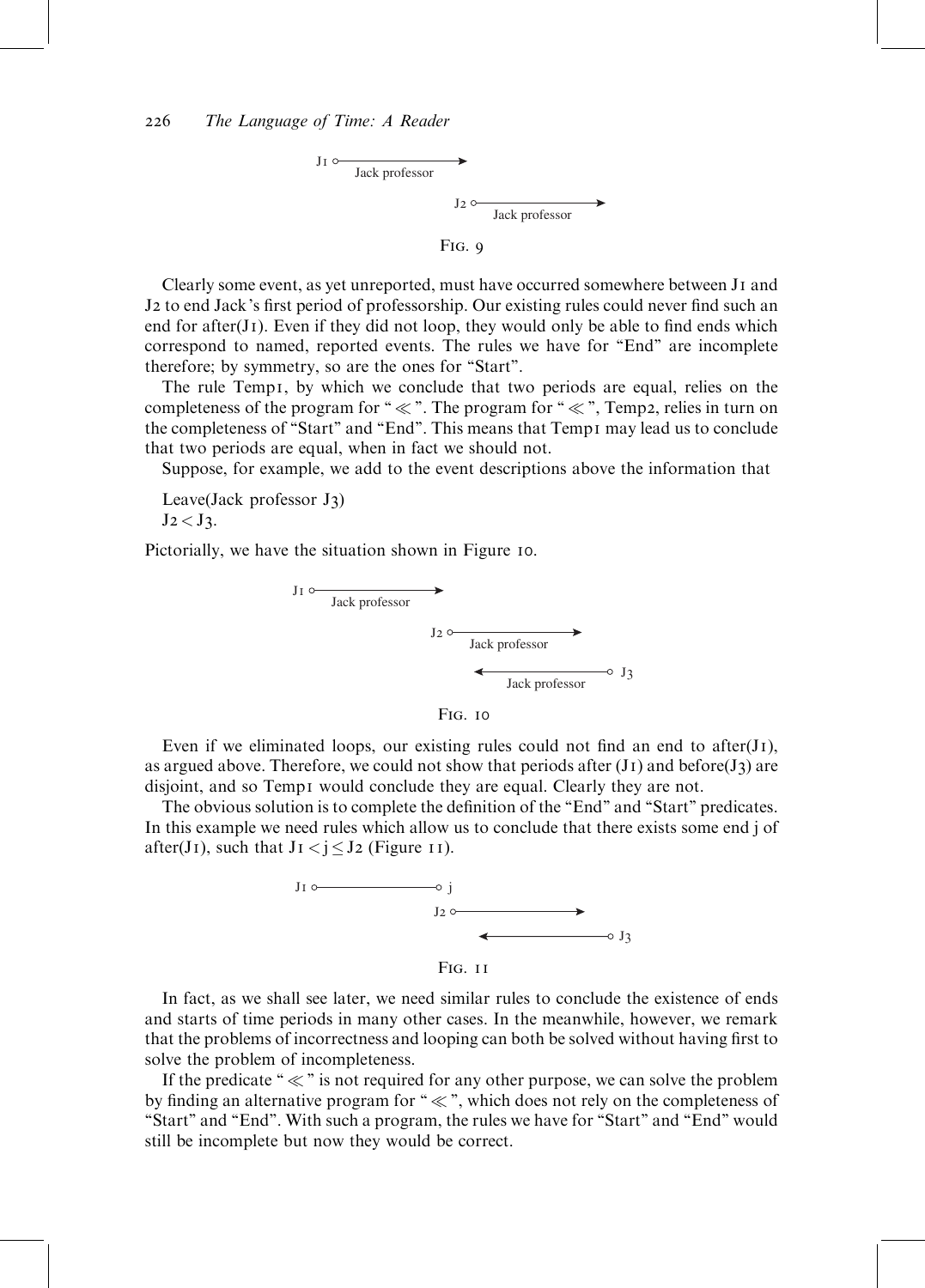J1 ○——→ Jack professor

J2 ○——→ Jack professor

Fig. 9

Clearly some event, as yet unreported, must have occurred somewhere between J1 and J2 to end Jack's first period of professorship. Our existing rules could never find such an end for after(J1). Even if they did not loop, they would only be able to find ends which correspond to named, reported events. The rules we have for "End" are incomplete therefore; by symmetry, so are the ones for "Start".

The rule Temp1, by which we conclude that two periods are equal, relies on the completeness of the program for "$\ll$". The program for "$\ll$", Temp2, relies in turn on the completeness of "Start" and "End". This means that Temp1 may lead us to conclude that two periods are equal, when in fact we should not.

Suppose, for example, we add to the event descriptions above the information that

Leave(Jack professor J3)
$J2 < J3$.

Pictorially, we have the situation shown in Figure 10.

J1 ○——→ Jack professor

J2 ○——→ Jack professor

←——○ J3 Jack professor

Fig. 10

Even if we eliminated loops, our existing rules could not find an end to after(J1), as argued above. Therefore, we could not show that periods after (J1) and before(J3) are disjoint, and so Temp1 would conclude they are equal. Clearly they are not.

The obvious solution is to complete the definition of the "End" and "Start" predicates. In this example we need rules which allow us to conclude that there exists some end j of after(J1), such that $J1 < j \leq J2$ (Figure 11).

J1 ○——○ j

J2 ○——→

←——○ J3

Fig. 11

In fact, as we shall see later, we need similar rules to conclude the existence of ends and starts of time periods in many other cases. In the meanwhile, however, we remark that the problems of incorrectness and looping can both be solved without having first to solve the problem of incompleteness.

If the predicate "$\ll$" is not required for any other purpose, we can solve the problem by finding an alternative program for "$\ll$", which does not rely on the completeness of "Start" and "End". With such a program, the rules we have for "Start" and "End" would still be incomplete but now they would be correct.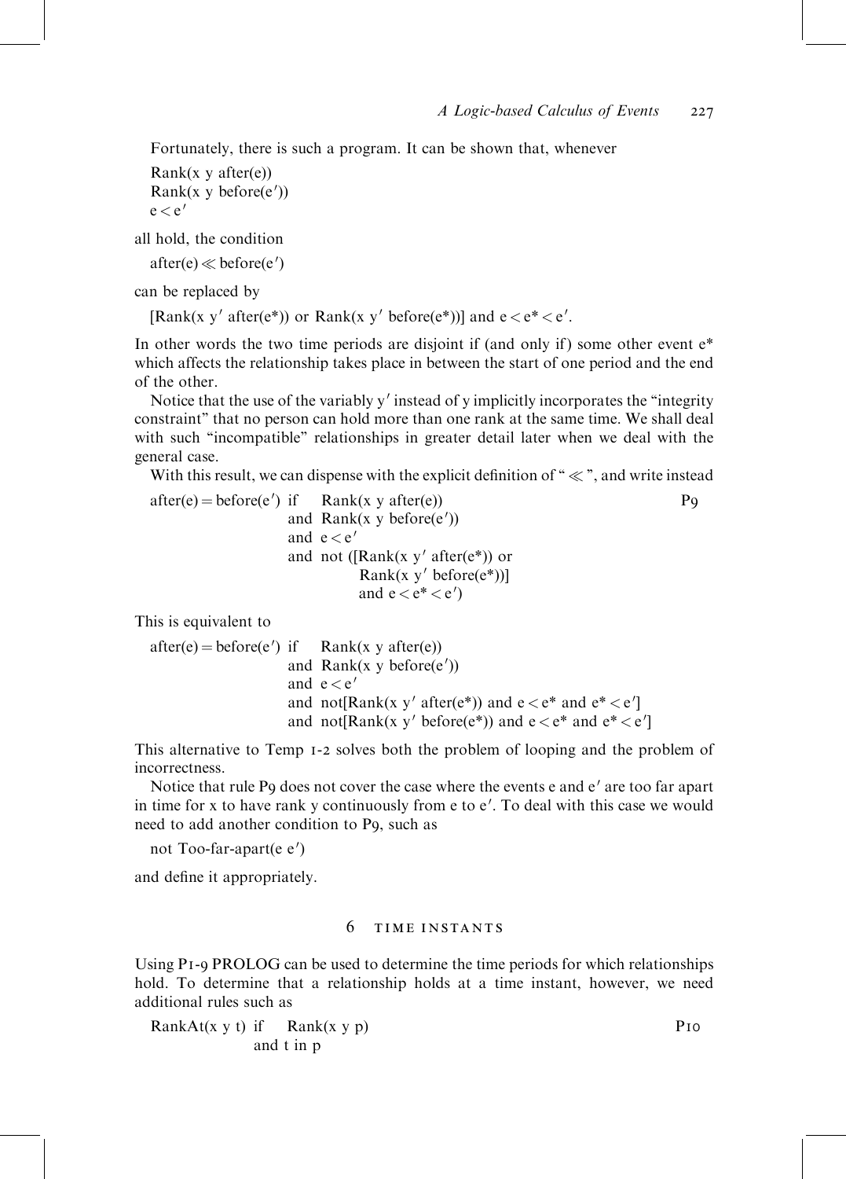Fortunately, there is such a program. It can be shown that, whenever

```
Rank(x y after(e))
Rank(x y before(e′))
e < e′
```

all hold, the condition

```
after(e) ≪ before(e′)
```

can be replaced by

```
[Rank(x y′ after(e*)) or Rank(x y′ before(e*))] and e < e* < e′.
```

In other words the two time periods are disjoint if (and only if) some other event e* which affects the relationship takes place in between the start of one period and the end of the other.

Notice that the use of the variably y′ instead of y implicitly incorporates the "integrity constraint" that no person can hold more than one rank at the same time. We shall deal with such "incompatible" relationships in greater detail later when we deal with the general case.

With this result, we can dispense with the explicit definition of "≪", and write instead

```
after(e) = before(e′) if  Rank(x y after(e))                              P9
                      and Rank(x y before(e′))
                      and e < e′
                      and not ([Rank(x y′ after(e*)) or
                               Rank(x y′ before(e*))]
                              and e < e* < e′)
```

This is equivalent to

```
after(e) = before(e′) if  Rank(x y after(e))
                      and Rank(x y before(e′))
                      and e < e′
                      and not[Rank(x y′ after(e*)) and e < e* and e* < e′]
                      and not[Rank(x y′ before(e*)) and e < e* and e* < e′]
```

This alternative to Temp 1-2 solves both the problem of looping and the problem of incorrectness.

Notice that rule P9 does not cover the case where the events e and e′ are too far apart in time for x to have rank y continuously from e to e′. To deal with this case we would need to add another condition to P9, such as

```
not Too-far-apart(e e′)
```

and define it appropriately.

## 6 TIME INSTANTS

Using P1-9 PROLOG can be used to determine the time periods for which relationships hold. To determine that a relationship holds at a time instant, however, we need additional rules such as

```
RankAt(x y t) if  Rank(x y p)                                              P10
              and t in p
```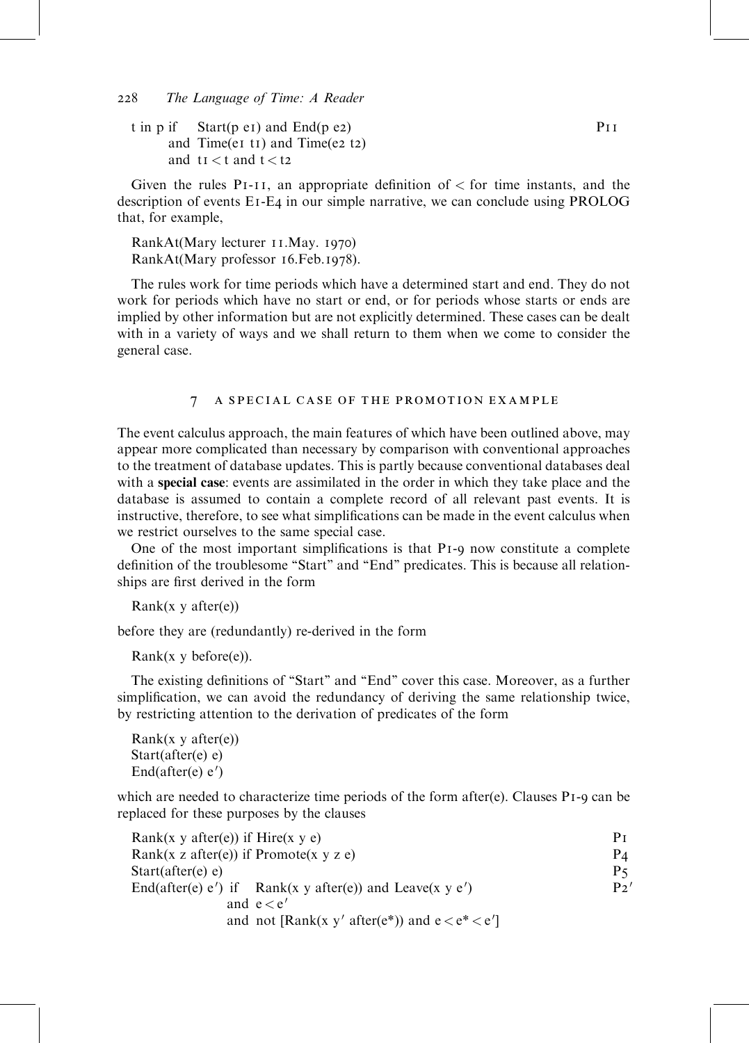```
t in p if    Start(p e1) and End(p e2)                                    P11
             and Time(e1 t1) and Time(e2 t2)
             and t1 < t and t < t2
```

Given the rules P1-11, an appropriate definition of < for time instants, and the description of events E1-E4 in our simple narrative, we can conclude using PROLOG that, for example,

```
RankAt(Mary lecturer 11.May. 1970)
RankAt(Mary professor 16.Feb.1978).
```

The rules work for time periods which have a determined start and end. They do not work for periods which have no start or end, or for periods whose starts or ends are implied by other information but are not explicitly determined. These cases can be dealt with in a variety of ways and we shall return to them when we come to consider the general case.

## 7 A SPECIAL CASE OF THE PROMOTION EXAMPLE

The event calculus approach, the main features of which have been outlined above, may appear more complicated than necessary by comparison with conventional approaches to the treatment of database updates. This is partly because conventional databases deal with a **special case**: events are assimilated in the order in which they take place and the database is assumed to contain a complete record of all relevant past events. It is instructive, therefore, to see what simplifications can be made in the event calculus when we restrict ourselves to the same special case.

One of the most important simplifications is that P1-9 now constitute a complete definition of the troublesome "Start" and "End" predicates. This is because all relationships are first derived in the form

```
Rank(x y after(e))
```

before they are (redundantly) re-derived in the form

```
Rank(x y before(e)).
```

The existing definitions of "Start" and "End" cover this case. Moreover, as a further simplification, we can avoid the redundancy of deriving the same relationship twice, by restricting attention to the derivation of predicates of the form

```
Rank(x y after(e))
Start(after(e) e)
End(after(e) e′)
```

which are needed to characterize time periods of the form after(e). Clauses P1-9 can be replaced for these purposes by the clauses

```
Rank(x y after(e)) if Hire(x y e)                                      P1
Rank(x z after(e)) if Promote(x y z e)                                 P4
Start(after(e) e)                                                      P5
End(after(e) e′) if   Rank(x y after(e)) and Leave(x y e′)             P2′
                      and e < e′
                      and not [Rank(x y′ after(e*)) and e < e* < e′]
```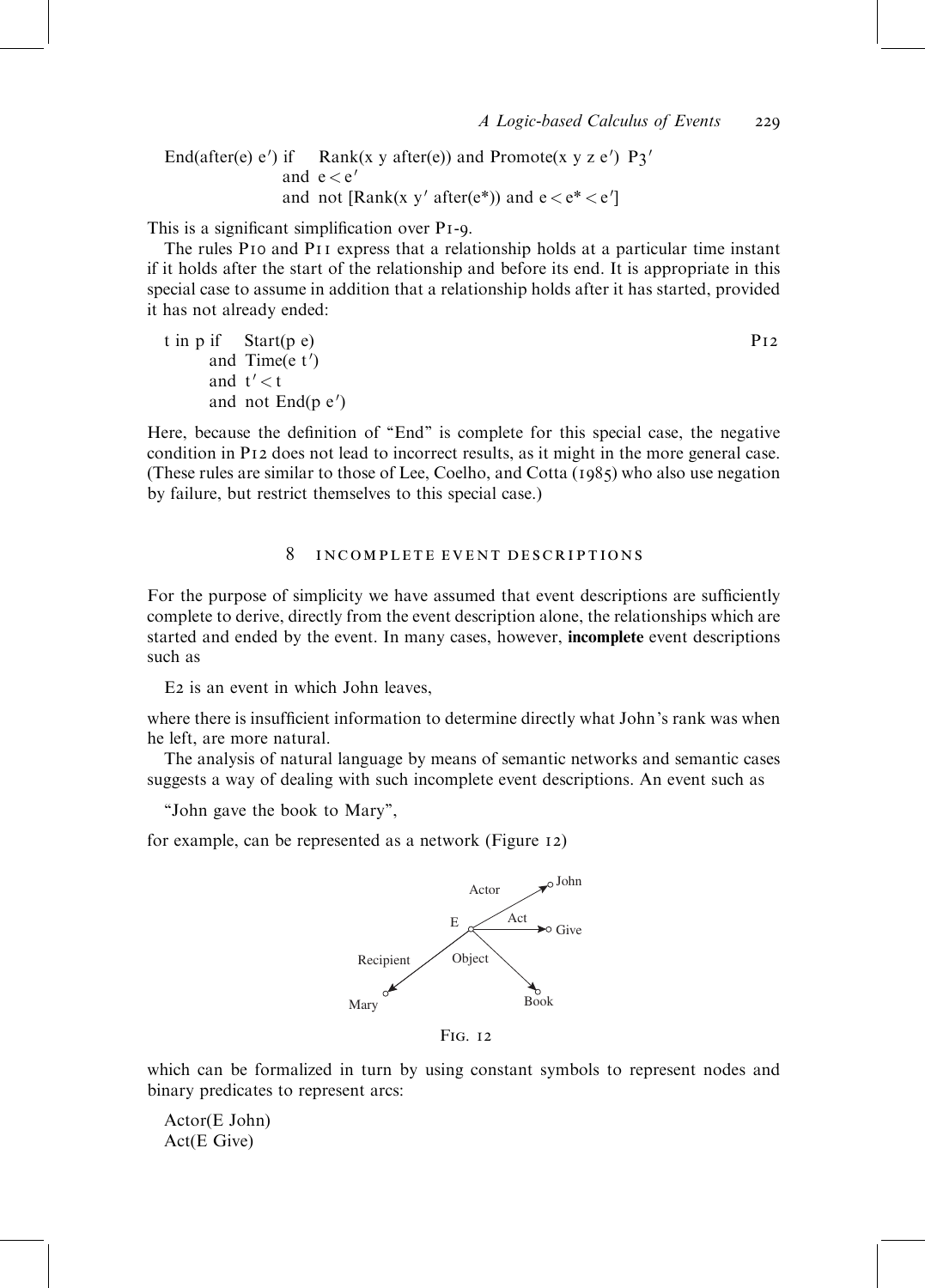```
End(after(e) e′) if    Rank(x y after(e)) and Promote(x y z e′)  P3′
                 and  e < e′
                 and  not [Rank(x y′ after(e*)) and e < e* < e′]
```

This is a significant simplification over P1-9.

The rules P10 and P11 express that a relationship holds at a particular time instant if it holds after the start of the relationship and before its end. It is appropriate in this special case to assume in addition that a relationship holds after it has started, provided it has not already ended:

```
t in p if   Start(p e)                                            P12
       and  Time(e t′)
       and  t′ < t
       and  not End(p e′)
```

Here, because the definition of "End" is complete for this special case, the negative condition in P12 does not lead to incorrect results, as it might in the more general case. (These rules are similar to those of Lee, Coelho, and Cotta (1985) who also use negation by failure, but restrict themselves to this special case.)

## 8 INCOMPLETE EVENT DESCRIPTIONS

For the purpose of simplicity we have assumed that event descriptions are sufficiently complete to derive, directly from the event description alone, the relationships which are started and ended by the event. In many cases, however, **incomplete** event descriptions such as

E2 is an event in which John leaves,

where there is insufficient information to determine directly what John's rank was when he left, are more natural.

The analysis of natural language by means of semantic networks and semantic cases suggests a way of dealing with such incomplete event descriptions. An event such as

"John gave the book to Mary",

for example, can be represented as a network (Figure 12)

FIG. 12

which can be formalized in turn by using constant symbols to represent nodes and binary predicates to represent arcs:

```
Actor(E John)
Act(E Give)
```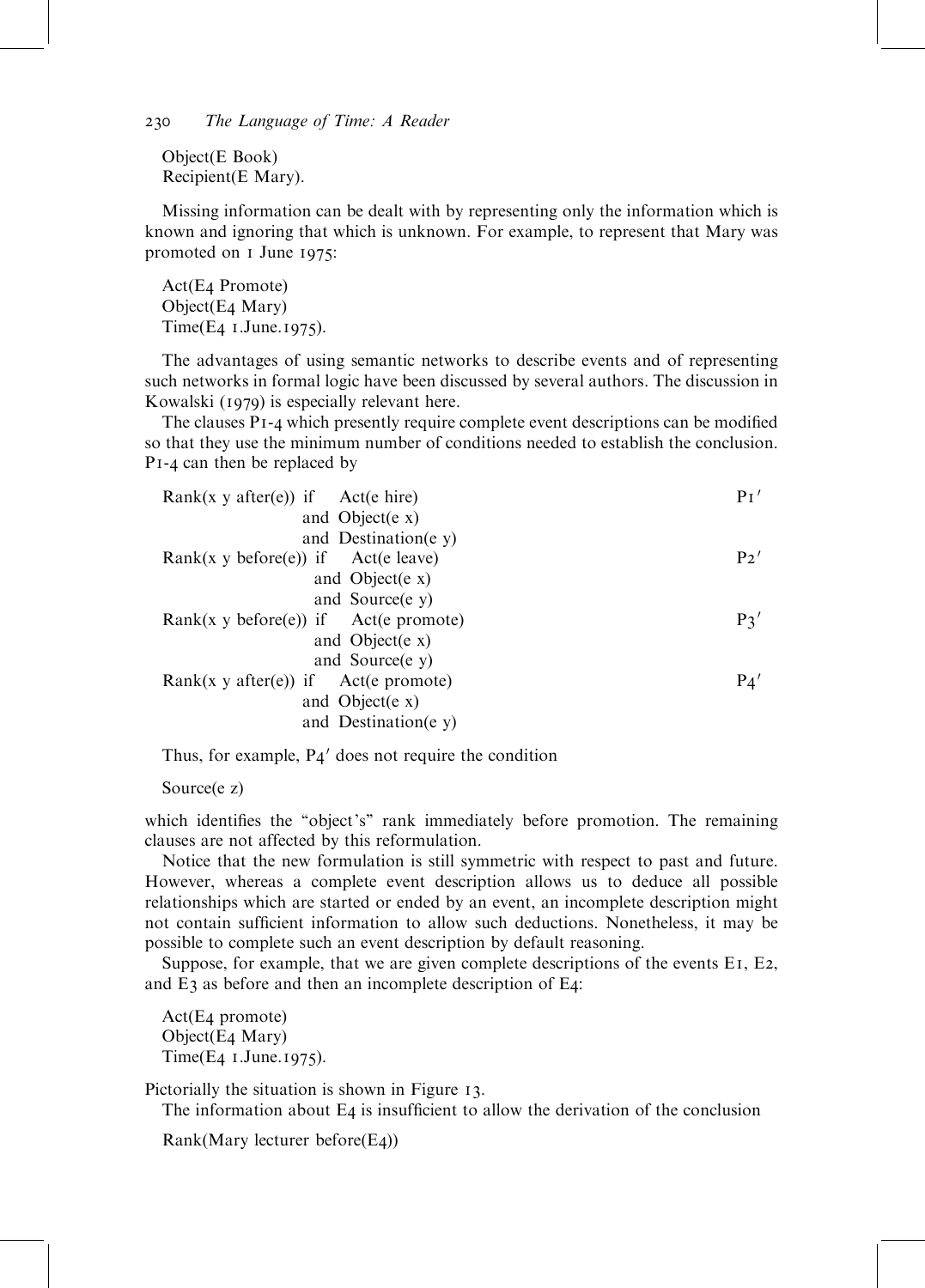```
Object(E Book)
Recipient(E Mary).
```

Missing information can be dealt with by representing only the information which is known and ignoring that which is unknown. For example, to represent that Mary was promoted on 1 June 1975:

```
Act(E4 Promote)
Object(E4 Mary)
Time(E4 1.June.1975).
```

The advantages of using semantic networks to describe events and of representing such networks in formal logic have been discussed by several authors. The discussion in Kowalski (1979) is especially relevant here.

The clauses P1-4 which presently require complete event descriptions can be modified so that they use the minimum number of conditions needed to establish the conclusion. P1-4 can then be replaced by

```
Rank(x y after(e))  if   Act(e hire)                    P1'
                    and  Object(e x)
                    and  Destination(e y)
Rank(x y before(e)) if   Act(e leave)                   P2'
                    and  Object(e x)
                    and  Source(e y)
Rank(x y before(e)) if   Act(e promote)                 P3'
                    and  Object(e x)
                    and  Source(e y)
Rank(x y after(e))  if   Act(e promote)                 P4'
                    and  Object(e x)
                    and  Destination(e y)
```

Thus, for example, P4′ does not require the condition

```
Source(e z)
```

which identifies the "object's" rank immediately before promotion. The remaining clauses are not affected by this reformulation.

Notice that the new formulation is still symmetric with respect to past and future. However, whereas a complete event description allows us to deduce all possible relationships which are started or ended by an event, an incomplete description might not contain sufficient information to allow such deductions. Nonetheless, it may be possible to complete such an event description by default reasoning.

Suppose, for example, that we are given complete descriptions of the events E1, E2, and E3 as before and then an incomplete description of E4:

```
Act(E4 promote)
Object(E4 Mary)
Time(E4 1.June.1975).
```

Pictorially the situation is shown in Figure 13.

The information about E4 is insufficient to allow the derivation of the conclusion

```
Rank(Mary lecturer before(E4))
```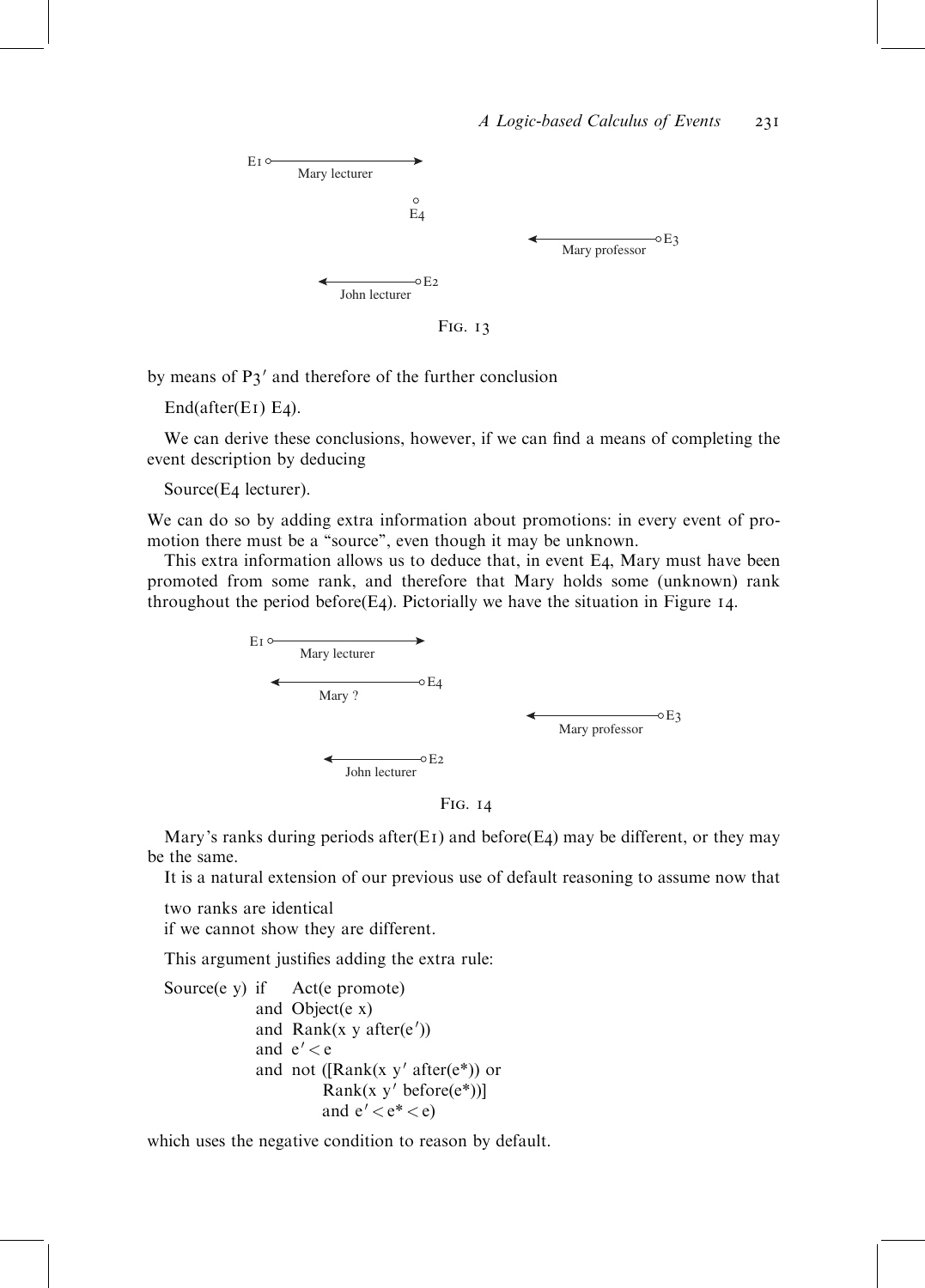FIG. 13

by means of P3′ and therefore of the further conclusion

End(after(E1) E4).

We can derive these conclusions, however, if we can find a means of completing the event description by deducing

Source(E4 lecturer).

We can do so by adding extra information about promotions: in every event of promotion there must be a "source", even though it may be unknown.

This extra information allows us to deduce that, in event E4, Mary must have been promoted from some rank, and therefore that Mary holds some (unknown) rank throughout the period before(E4). Pictorially we have the situation in Figure 14.

FIG. 14

Mary's ranks during periods after(E1) and before(E4) may be different, or they may be the same.

It is a natural extension of our previous use of default reasoning to assume now that

two ranks are identical
if we cannot show they are different.

This argument justifies adding the extra rule:

```
Source(e y) if   Act(e promote)
              and Object(e x)
              and Rank(x y after(e′))
              and e′ < e
              and not ([Rank(x y′ after(e*)) or
                       Rank(x y′ before(e*))]
                       and e′ < e* < e)
```

which uses the negative condition to reason by default.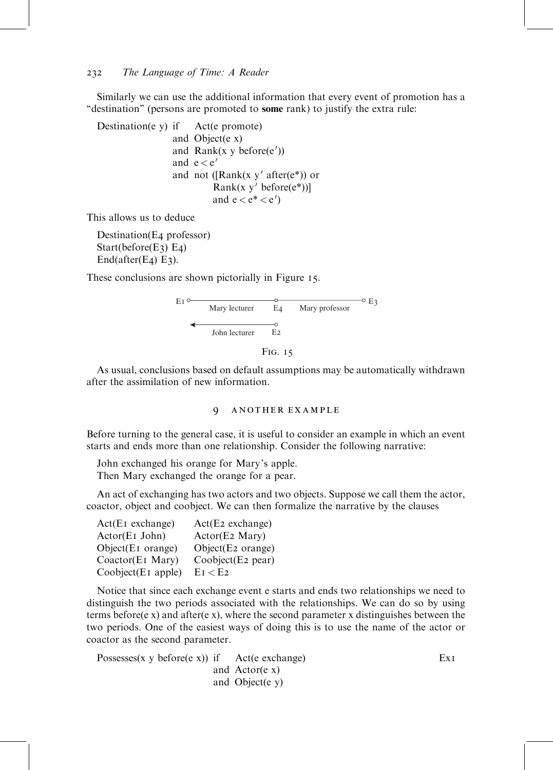Similarly we can use the additional information that every event of promotion has a "destination" (persons are promoted to **some** rank) to justify the extra rule:

```
Destination(e y) if   Act(e promote)
                 and  Object(e x)
                 and  Rank(x y before(e′))
                 and  e < e′
                 and  not ([Rank(x y′ after(e*)) or
                           Rank(x y′ before(e*))]
                           and e < e* < e′)
```

This allows us to deduce

```
Destination(E4 professor)
Start(before(E3) E4)
End(after(E4) E3).
```

These conclusions are shown pictorially in Figure 15.

Fig. 15

As usual, conclusions based on default assumptions may be automatically withdrawn after the assimilation of new information.

## 9 ANOTHER EXAMPLE

Before turning to the general case, it is useful to consider an example in which an event starts and ends more than one relationship. Consider the following narrative:

John exchanged his orange for Mary's apple.
Then Mary exchanged the orange for a pear.

An act of exchanging has two actors and two objects. Suppose we call them the actor, coactor, object and coobject. We can then formalize the narrative by the clauses

```
Act(E1 exchange)      Act(E2 exchange)
Actor(E1 John)        Actor(E2 Mary)
Object(E1 orange)     Object(E2 orange)
Coactor(E1 Mary)      Coobject(E2 pear)
Coobject(E1 apple)    E1 < E2
```

Notice that since each exchange event e starts and ends two relationships we need to distinguish the two periods associated with the relationships. We can do so by using terms before(e x) and after(e x), where the second parameter x distinguishes between the two periods. One of the easiest ways of doing this is to use the name of the actor or coactor as the second parameter.

```
Possesses(x y before(e x)) if   Act(e exchange)                Ex1
                           and  Actor(e x)
                           and  Object(e y)
```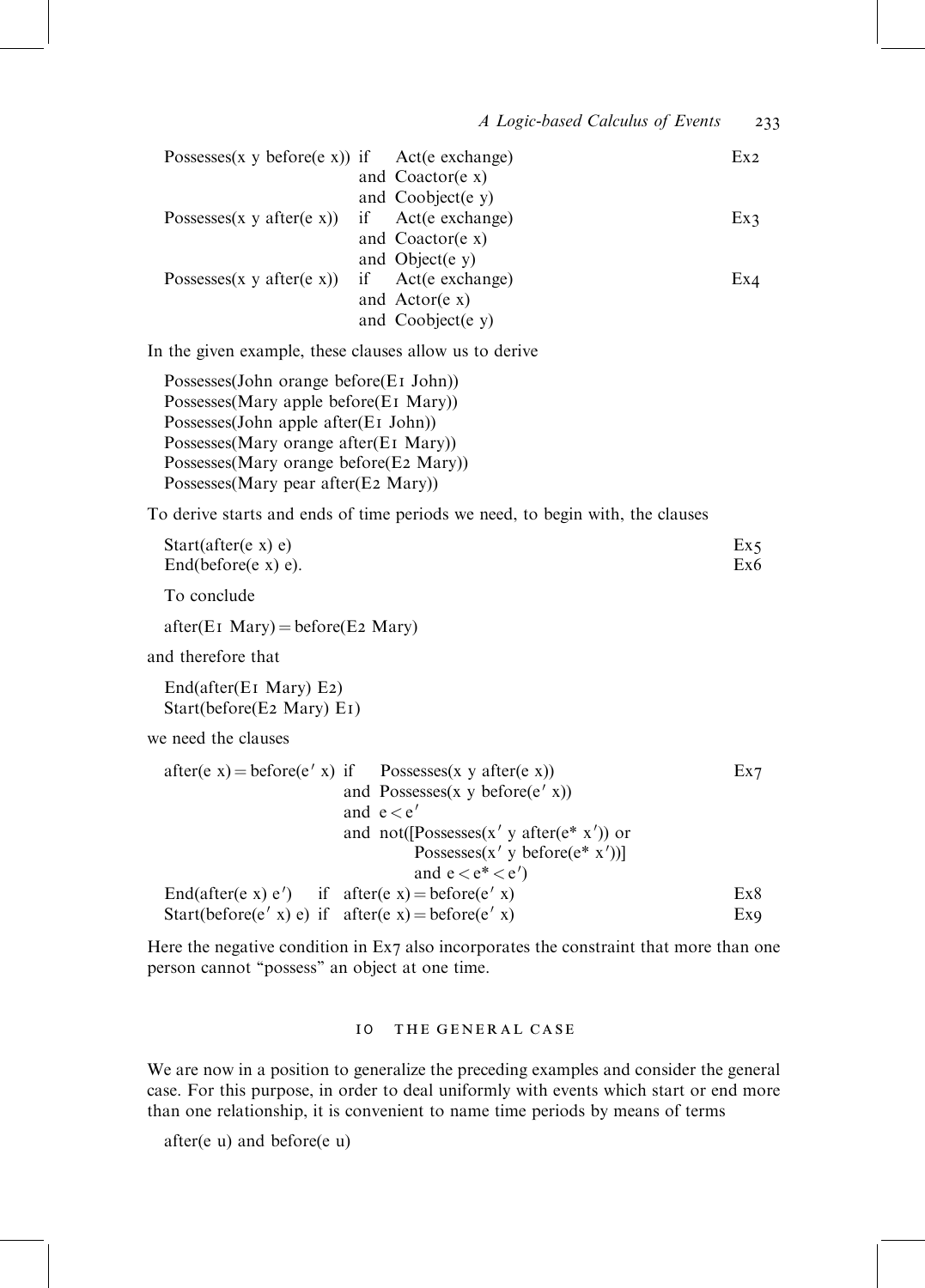```
Possesses(x y before(e x)) if   Act(e exchange)                    Ex2
                                and Coactor(e x)
                                and Coobject(e y)
Possesses(x y after(e x))  if   Act(e exchange)                    Ex3
                                and Coactor(e x)
                                and Object(e y)
Possesses(x y after(e x))  if   Act(e exchange)                    Ex4
                                and Actor(e x)
                                and Coobject(e y)
```

In the given example, these clauses allow us to derive

```
Possesses(John orange before(E1 John))
Possesses(Mary apple before(E1 Mary))
Possesses(John apple after(E1 John))
Possesses(Mary orange after(E1 Mary))
Possesses(Mary orange before(E2 Mary))
Possesses(Mary pear after(E2 Mary))
```

To derive starts and ends of time periods we need, to begin with, the clauses

```
Start(after(e x) e)                                                Ex5
End(before(e x) e).                                                Ex6
```

To conclude

```
after(E1 Mary) = before(E2 Mary)
```

and therefore that

```
End(after(E1 Mary) E2)
Start(before(E2 Mary) E1)
```

we need the clauses

```
after(e x) = before(e′ x) if   Possesses(x y after(e x))           Ex7
                               and Possesses(x y before(e′ x))
                               and e < e′
                               and not([Possesses(x′ y after(e* x′)) or
                                        Possesses(x′ y before(e* x′))]
                                        and e < e* < e′)
End(after(e x) e′)     if   after(e x) = before(e′ x)              Ex8
Start(before(e′ x) e)  if   after(e x) = before(e′ x)              Ex9
```

Here the negative condition in Ex7 also incorporates the constraint that more than one person cannot "possess" an object at one time.

## 10 THE GENERAL CASE

We are now in a position to generalize the preceding examples and consider the general case. For this purpose, in order to deal uniformly with events which start or end more than one relationship, it is convenient to name time periods by means of terms

```
after(e u) and before(e u)
```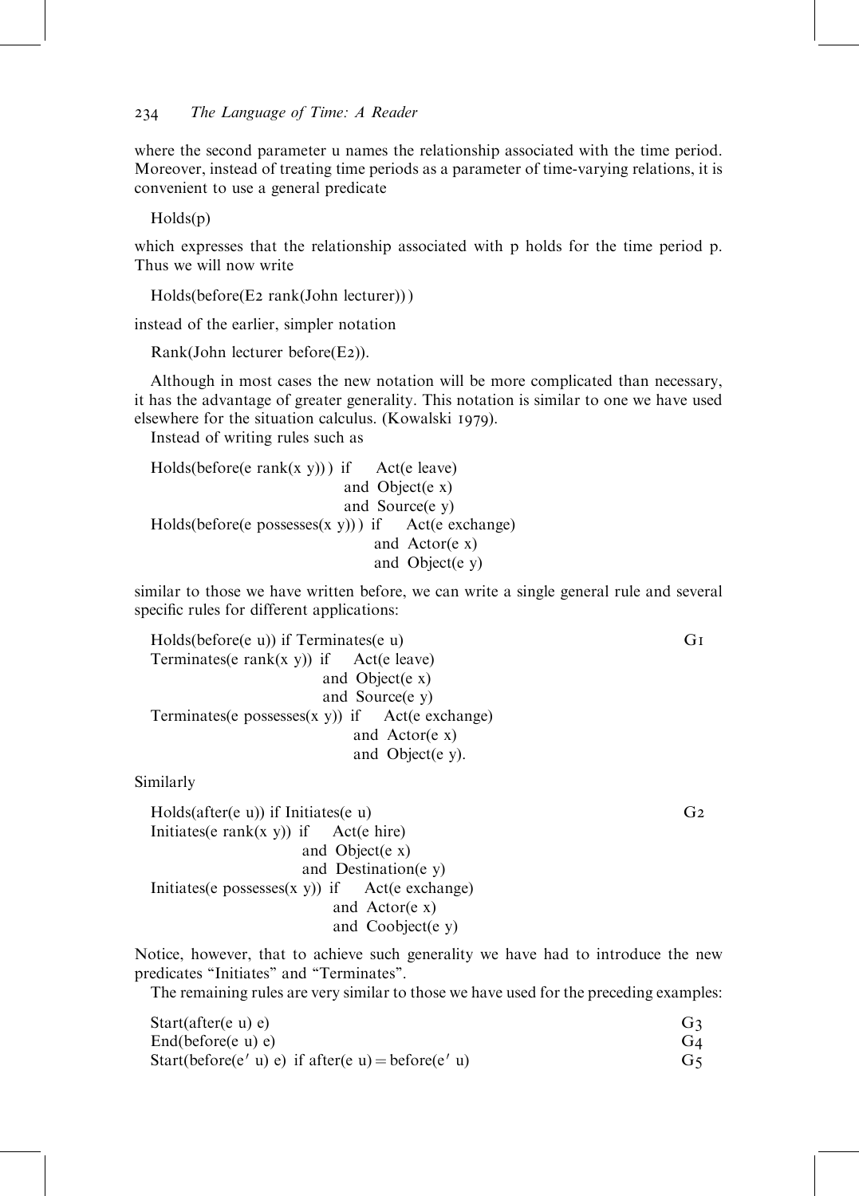where the second parameter u names the relationship associated with the time period. Moreover, instead of treating time periods as a parameter of time-varying relations, it is convenient to use a general predicate

```
Holds(p)
```

which expresses that the relationship associated with p holds for the time period p. Thus we will now write

```
Holds(before(E2 rank(John lecturer)))
```

instead of the earlier, simpler notation

```
Rank(John lecturer before(E2)).
```

Although in most cases the new notation will be more complicated than necessary, it has the advantage of greater generality. This notation is similar to one we have used elsewhere for the situation calculus. (Kowalski 1979).

Instead of writing rules such as

```
Holds(before(e rank(x y))) if    Act(e leave)
                              and Object(e x)
                              and Source(e y)
Holds(before(e possesses(x y))) if    Act(e exchange)
                                   and Actor(e x)
                                   and Object(e y)
```

similar to those we have written before, we can write a single general rule and several specific rules for different applications:

```
Holds(before(e u)) if Terminates(e u)                              G1
Terminates(e rank(x y)) if    Act(e leave)
                           and Object(e x)
                           and Source(e y)
Terminates(e possesses(x y)) if    Act(e exchange)
                                and Actor(e x)
                                and Object(e y).
```

Similarly

```
Holds(after(e u)) if Initiates(e u)                                G2
Initiates(e rank(x y)) if    Act(e hire)
                          and Object(e x)
                          and Destination(e y)
Initiates(e possesses(x y)) if    Act(e exchange)
                               and Actor(e x)
                               and Coobject(e y)
```

Notice, however, that to achieve such generality we have had to introduce the new predicates "Initiates" and "Terminates".

The remaining rules are very similar to those we have used for the preceding examples:

```
Start(after(e u) e)                                                G3
End(before(e u) e)                                                 G4
Start(before(e′ u) e) if after(e u) = before(e′ u)                 G5
```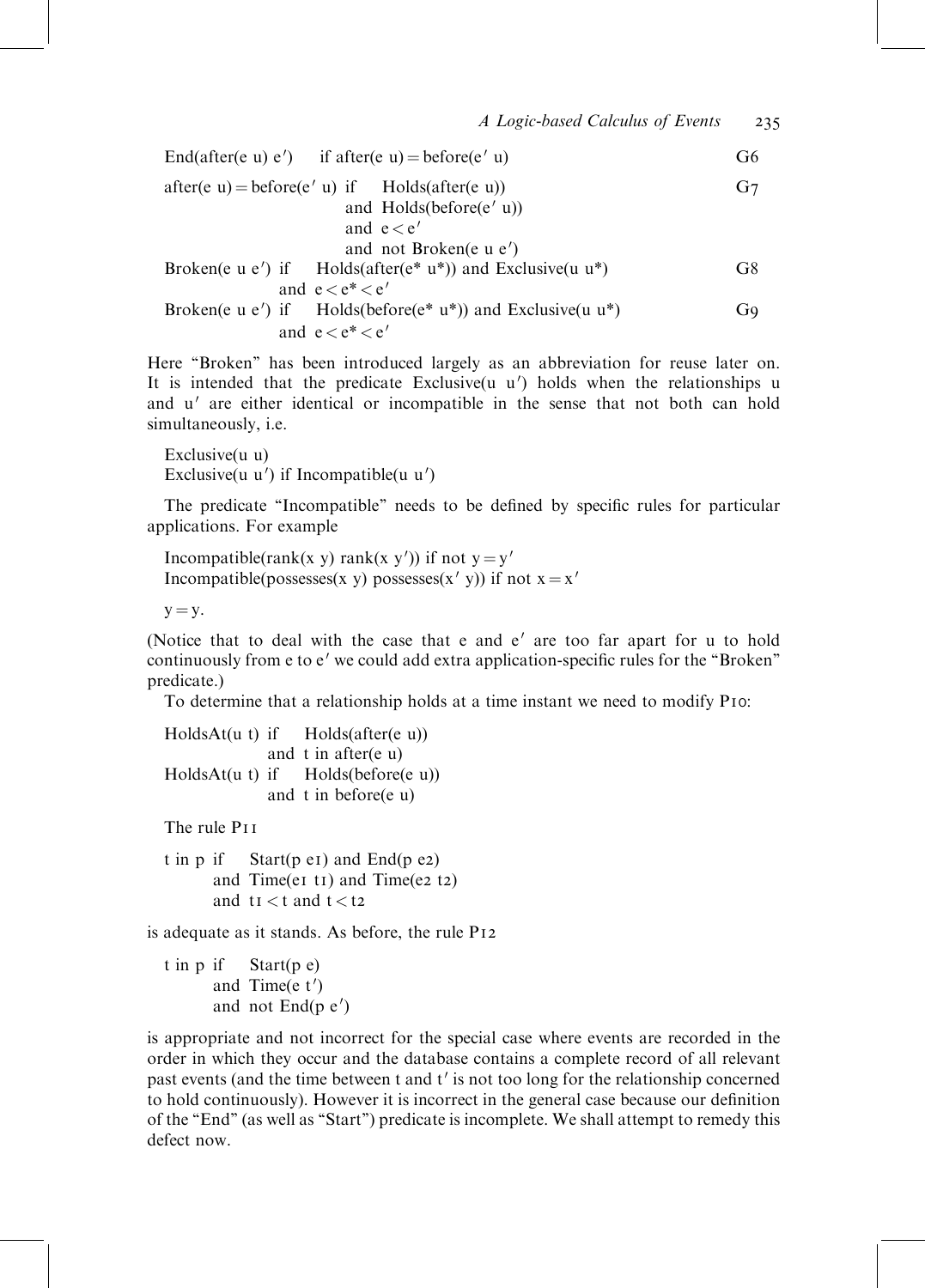```
End(after(e u) e′)     if after(e u) = before(e′ u)                          G6

after(e u) = before(e′ u) if   Holds(after(e u))                             G7
                               and Holds(before(e′ u))
                               and e < e′
                               and not Broken(e u e′)
Broken(e u e′) if   Holds(after(e* u*)) and Exclusive(u u*)                  G8
                    and e < e* < e′
Broken(e u e′) if   Holds(before(e* u*)) and Exclusive(u u*)                 G9
                    and e < e* < e′
```

Here "Broken" has been introduced largely as an abbreviation for reuse later on. It is intended that the predicate Exclusive(u u′) holds when the relationships u and u′ are either identical or incompatible in the sense that not both can hold simultaneously, i.e.

```
Exclusive(u u)
Exclusive(u u′) if Incompatible(u u′)
```

The predicate "Incompatible" needs to be defined by specific rules for particular applications. For example

```
Incompatible(rank(x y) rank(x y′)) if not y = y′
Incompatible(possesses(x y) possesses(x′ y)) if not x = x′

y = y.
```

(Notice that to deal with the case that e and e′ are too far apart for u to hold continuously from e to e′ we could add extra application-specific rules for the "Broken" predicate.)

To determine that a relationship holds at a time instant we need to modify P10:

```
HoldsAt(u t) if   Holds(after(e u))
                  and t in after(e u)
HoldsAt(u t) if   Holds(before(e u))
                  and t in before(e u)
```

The rule P11

```
t in p if   Start(p e1) and End(p e2)
            and Time(e1 t1) and Time(e2 t2)
            and t1 < t and t < t2
```

is adequate as it stands. As before, the rule P12

```
t in p if   Start(p e)
            and Time(e t′)
            and not End(p e′)
```

is appropriate and not incorrect for the special case where events are recorded in the order in which they occur and the database contains a complete record of all relevant past events (and the time between t and t′ is not too long for the relationship concerned to hold continuously). However it is incorrect in the general case because our definition of the "End" (as well as "Start") predicate is incomplete. We shall attempt to remedy this defect now.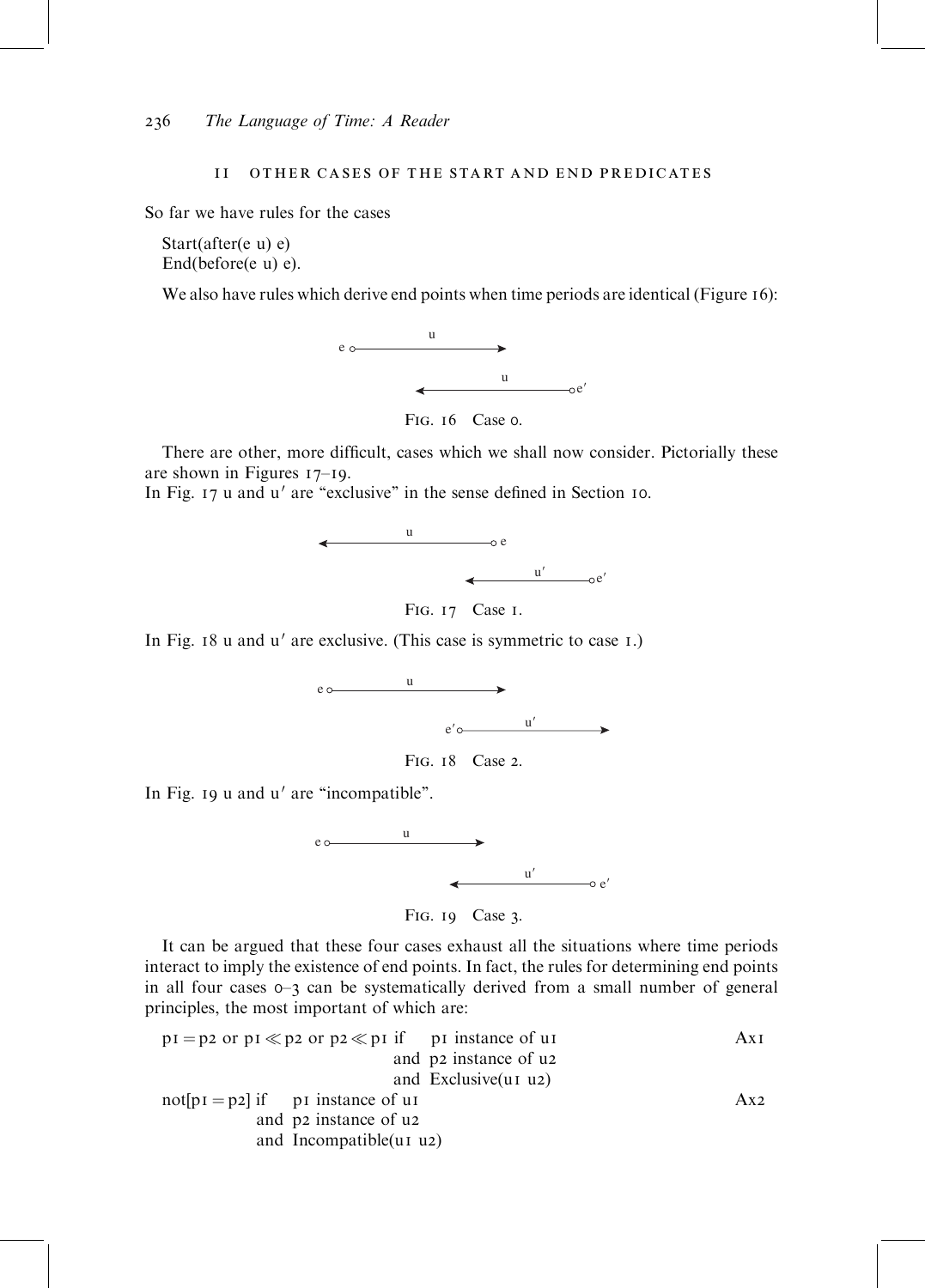## 11 OTHER CASES OF THE START AND END PREDICATES

So far we have rules for the cases

Start(after(e u) e)
End(before(e u) e).

We also have rules which derive end points when time periods are identical (Figure 16):

Fig. 16 Case 0.

There are other, more difficult, cases which we shall now consider. Pictorially these are shown in Figures 17–19.
In Fig. 17 u and u′ are "exclusive" in the sense defined in Section 10.

Fig. 17 Case 1.

In Fig. 18 u and u′ are exclusive. (This case is symmetric to case 1.)

Fig. 18 Case 2.

In Fig. 19 u and u′ are "incompatible".

Fig. 19 Case 3.

It can be argued that these four cases exhaust all the situations where time periods interact to imply the existence of end points. In fact, the rules for determining end points in all four cases 0–3 can be systematically derived from a small number of general principles, the most important of which are:

```
p1 = p2 or p1 ≪ p2 or p2 ≪ p1 if   p1 instance of u1          Ax1
                                and p2 instance of u2
                                and Exclusive(u1 u2)
not[p1 = p2] if  p1 instance of u1                             Ax2
             and p2 instance of u2
             and Incompatible(u1 u2)
```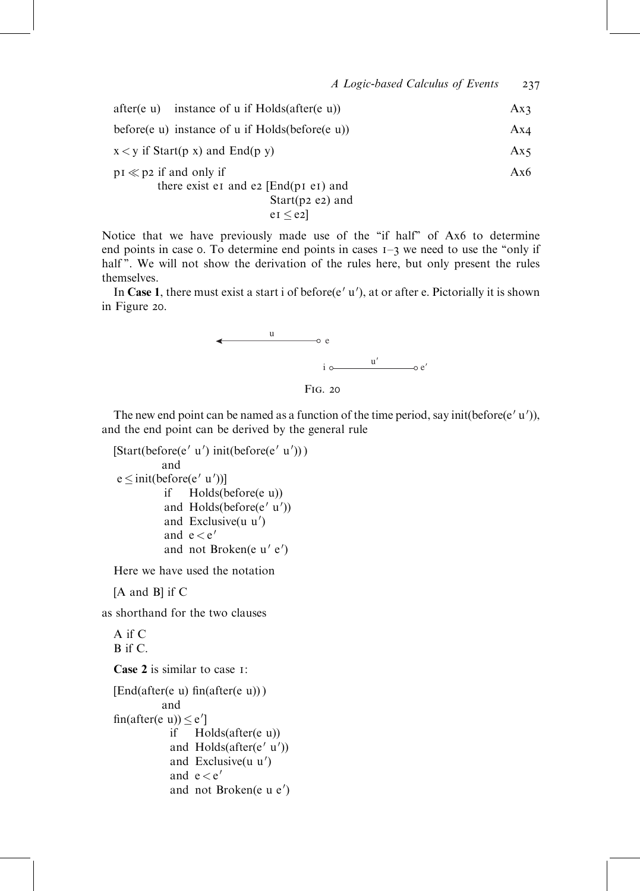| | |
|---|---|
| after(e u) instance of u if Holds(after(e u)) | Ax3 |
| before(e u) instance of u if Holds(before(e u)) | Ax4 |
| x < y if Start(p x) and End(p y) | Ax5 |
| p1 ≪ p2 if and only if there exist e1 and e2 [End(p1 e1) and Start(p2 e2) and e1 ≤ e2] | Ax6 |

Notice that we have previously made use of the "if half" of Ax6 to determine end points in case 0. To determine end points in cases 1–3 we need to use the "only if half". We will not show the derivation of the rules here, but only present the rules themselves.

In **Case 1**, there must exist a start i of before(e′ u′), at or after e. Pictorially it is shown in Figure 20.

```
         u
  <--------------o e

                      u'
                i o-----------o e'
```

Fig. 20

The new end point can be named as a function of the time period, say init(before(e′ u′)), and the end point can be derived by the general rule

```
[Start(before(e′ u′) init(before(e′ u′)))
        and
 e ≤ init(before(e′ u′))]
          if    Holds(before(e u))
          and  Holds(before(e′ u′))
          and  Exclusive(u u′)
          and  e < e′
          and  not Broken(e u′ e′)
```

Here we have used the notation

[A and B] if C

as shorthand for the two clauses

A if C
B if C.

**Case 2** is similar to case 1:

```
[End(after(e u) fin(after(e u)))
        and
fin(after(e u)) ≤ e′]
          if    Holds(after(e u))
          and  Holds(after(e′ u′))
          and  Exclusive(u u′)
          and  e < e′
          and  not Broken(e u e′)
```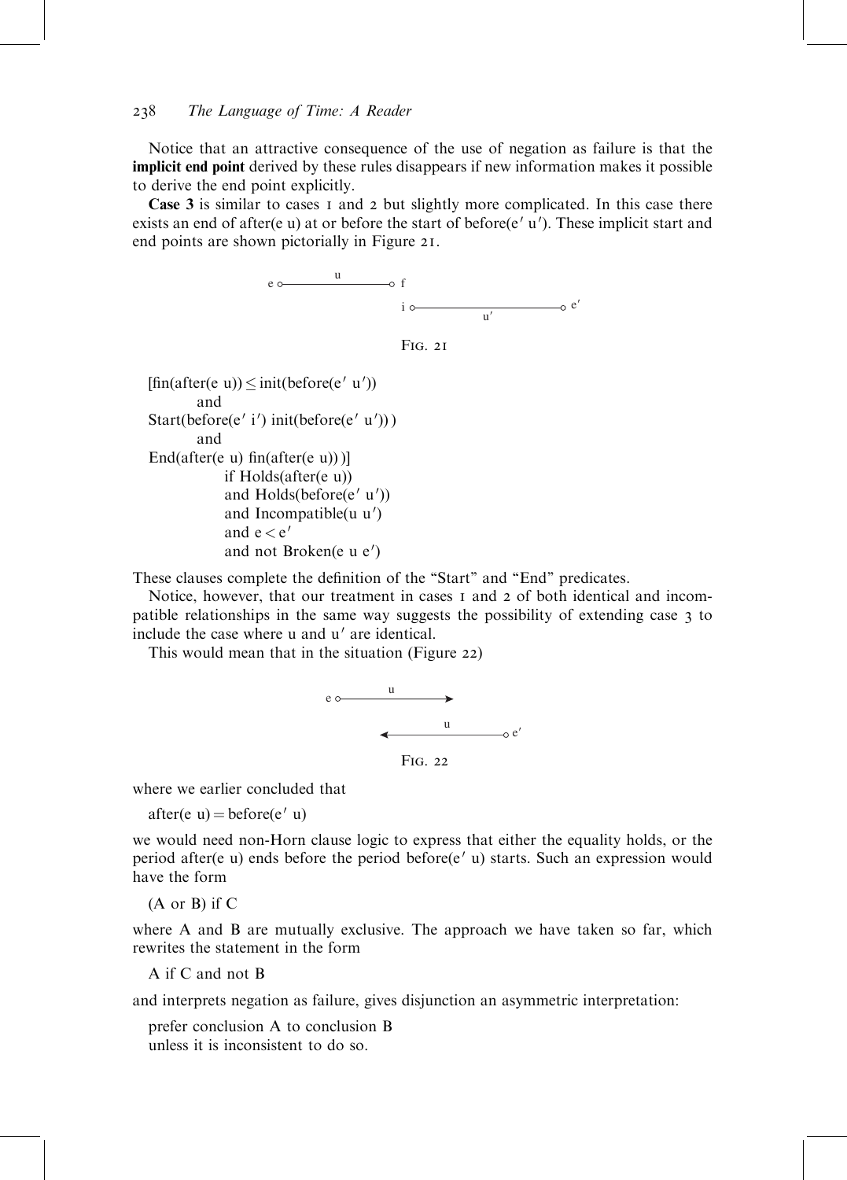Notice that an attractive consequence of the use of negation as failure is that the **implicit end point** derived by these rules disappears if new information makes it possible to derive the end point explicitly.

**Case 3** is similar to cases 1 and 2 but slightly more complicated. In this case there exists an end of after(e u) at or before the start of before(e′ u′). These implicit start and end points are shown pictorially in Figure 21.

Fig. 21

```
[fin(after(e u)) ≤ init(before(e′ u′))
        and
Start(before(e′ i′) init(before(e′ u′)) )
        and
End(after(e u) fin(after(e u)) )]
            if Holds(after(e u))
            and Holds(before(e′ u′))
            and Incompatible(u u′)
            and e < e′
            and not Broken(e u e′)
```

These clauses complete the definition of the "Start" and "End" predicates.

Notice, however, that our treatment in cases 1 and 2 of both identical and incompatible relationships in the same way suggests the possibility of extending case 3 to include the case where u and u′ are identical.

This would mean that in the situation (Figure 22)

Fig. 22

where we earlier concluded that

after(e u) = before(e′ u)

we would need non-Horn clause logic to express that either the equality holds, or the period after(e u) ends before the period before(e′ u) starts. Such an expression would have the form

(A or B) if C

where A and B are mutually exclusive. The approach we have taken so far, which rewrites the statement in the form

A if C and not B

and interprets negation as failure, gives disjunction an asymmetric interpretation:

prefer conclusion A to conclusion B
unless it is inconsistent to do so.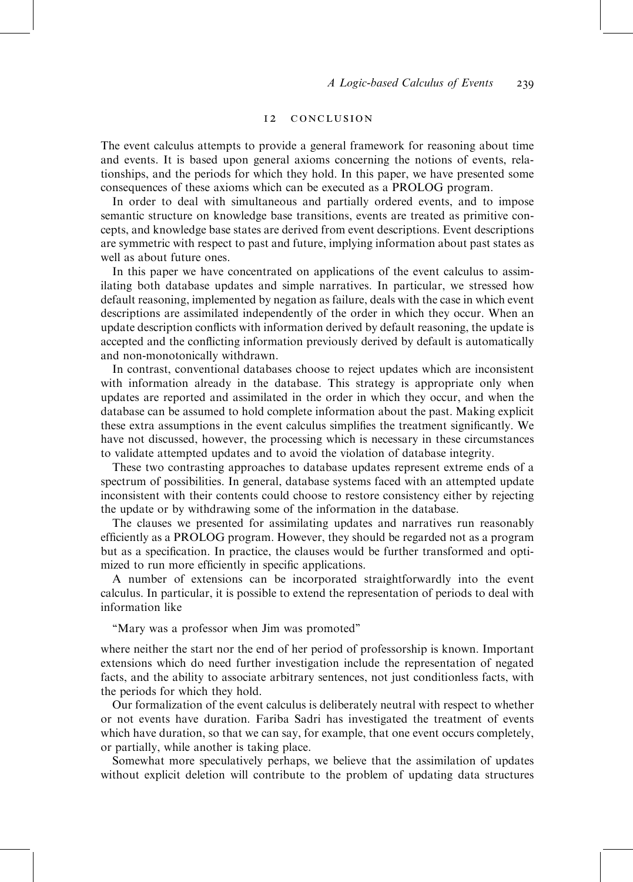## 12 CONCLUSION

The event calculus attempts to provide a general framework for reasoning about time and events. It is based upon general axioms concerning the notions of events, relationships, and the periods for which they hold. In this paper, we have presented some consequences of these axioms which can be executed as a PROLOG program.

In order to deal with simultaneous and partially ordered events, and to impose semantic structure on knowledge base transitions, events are treated as primitive concepts, and knowledge base states are derived from event descriptions. Event descriptions are symmetric with respect to past and future, implying information about past states as well as about future ones.

In this paper we have concentrated on applications of the event calculus to assimilating both database updates and simple narratives. In particular, we stressed how default reasoning, implemented by negation as failure, deals with the case in which event descriptions are assimilated independently of the order in which they occur. When an update description conflicts with information derived by default reasoning, the update is accepted and the conflicting information previously derived by default is automatically and non-monotonically withdrawn.

In contrast, conventional databases choose to reject updates which are inconsistent with information already in the database. This strategy is appropriate only when updates are reported and assimilated in the order in which they occur, and when the database can be assumed to hold complete information about the past. Making explicit these extra assumptions in the event calculus simplifies the treatment significantly. We have not discussed, however, the processing which is necessary in these circumstances to validate attempted updates and to avoid the violation of database integrity.

These two contrasting approaches to database updates represent extreme ends of a spectrum of possibilities. In general, database systems faced with an attempted update inconsistent with their contents could choose to restore consistency either by rejecting the update or by withdrawing some of the information in the database.

The clauses we presented for assimilating updates and narratives run reasonably efficiently as a PROLOG program. However, they should be regarded not as a program but as a specification. In practice, the clauses would be further transformed and optimized to run more efficiently in specific applications.

A number of extensions can be incorporated straightforwardly into the event calculus. In particular, it is possible to extend the representation of periods to deal with information like

"Mary was a professor when Jim was promoted"

where neither the start nor the end of her period of professorship is known. Important extensions which do need further investigation include the representation of negated facts, and the ability to associate arbitrary sentences, not just conditionless facts, with the periods for which they hold.

Our formalization of the event calculus is deliberately neutral with respect to whether or not events have duration. Fariba Sadri has investigated the treatment of events which have duration, so that we can say, for example, that one event occurs completely, or partially, while another is taking place.

Somewhat more speculatively perhaps, we believe that the assimilation of updates without explicit deletion will contribute to the problem of updating data structures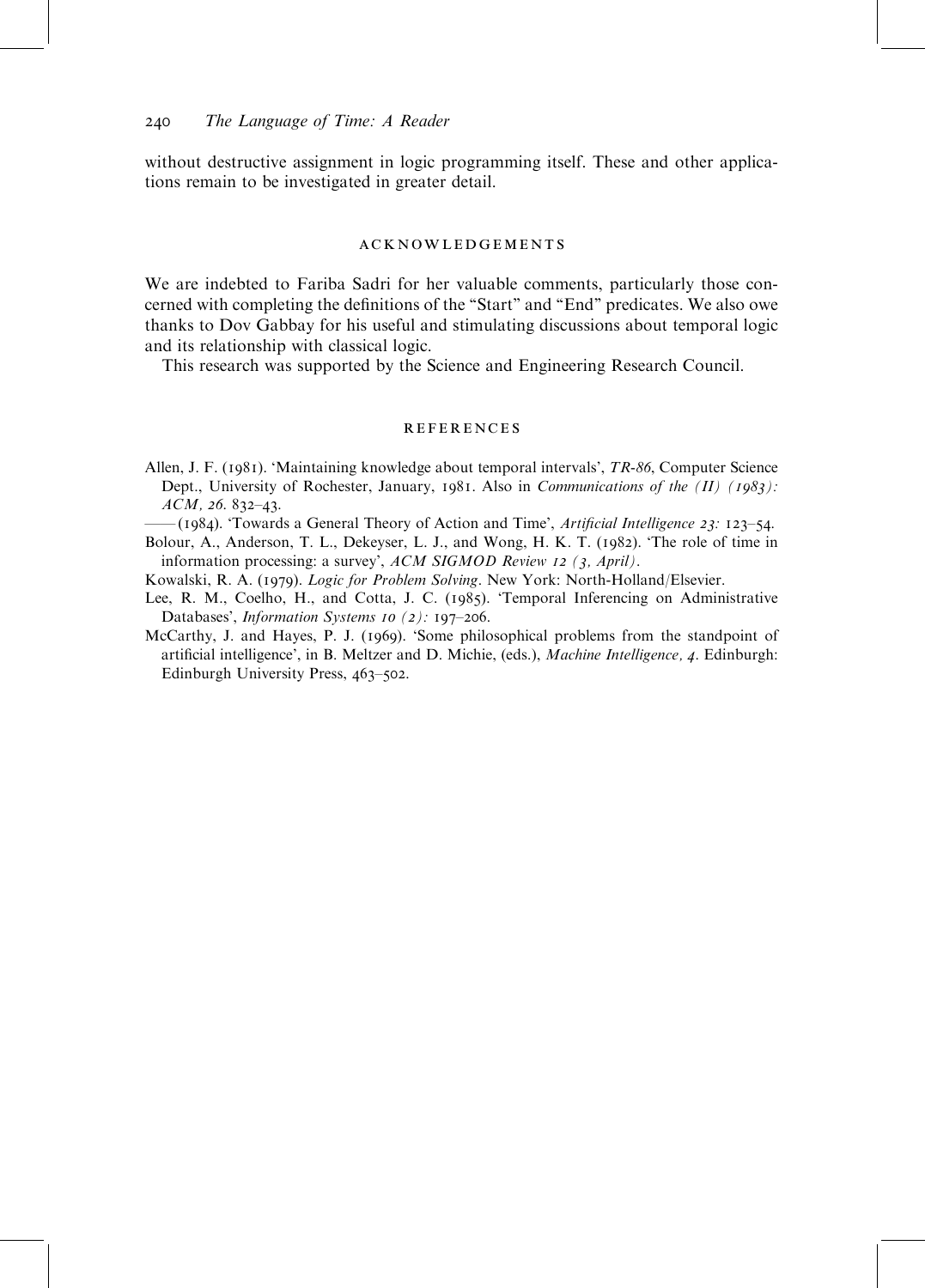without destructive assignment in logic programming itself. These and other applications remain to be investigated in greater detail.

## ACKNOWLEDGEMENTS

We are indebted to Fariba Sadri for her valuable comments, particularly those concerned with completing the definitions of the "Start" and "End" predicates. We also owe thanks to Dov Gabbay for his useful and stimulating discussions about temporal logic and its relationship with classical logic.

This research was supported by the Science and Engineering Research Council.

## REFERENCES

Allen, J. F. (1981). 'Maintaining knowledge about temporal intervals', *TR-86*, Computer Science Dept., University of Rochester, January, 1981. Also in *Communications of the (II) (1983): ACM, 26*. 832–43.

—— (1984). 'Towards a General Theory of Action and Time', *Artificial Intelligence 23:* 123–54.

Bolour, A., Anderson, T. L., Dekeyser, L. J., and Wong, H. K. T. (1982). 'The role of time in information processing: a survey', *ACM SIGMOD Review 12 (3, April)*.

Kowalski, R. A. (1979). *Logic for Problem Solving*. New York: North-Holland/Elsevier.

Lee, R. M., Coelho, H., and Cotta, J. C. (1985). 'Temporal Inferencing on Administrative Databases', *Information Systems 10 (2):* 197–206.

McCarthy, J. and Hayes, P. J. (1969). 'Some philosophical problems from the standpoint of artificial intelligence', in B. Meltzer and D. Michie, (eds.), *Machine Intelligence, 4*. Edinburgh: Edinburgh University Press, 463–502.